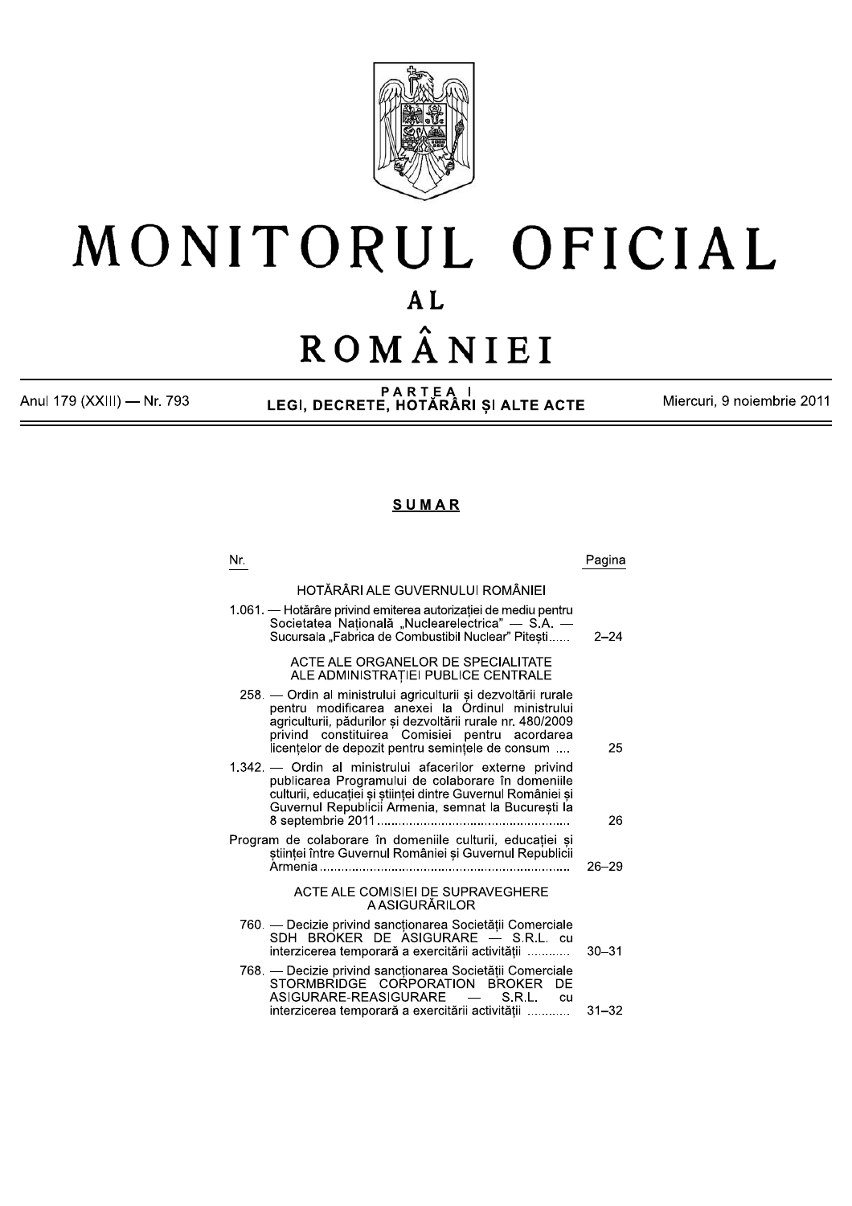# MONITORUL OFICIAL

## AL

# ROMÂNIEI

Anul 179 (XXIII) — Nr. 793

**PARTEA I**
**LEGI, DECRETE, HOTĂRÂRI ȘI ALTE ACTE**

Miercuri, 9 noiembrie 2011

## SUMAR

| Nr. | | Pagina |
|---|---|---|
| | HOTĂRÂRI ALE GUVERNULUI ROMÂNIEI | |
| 1.061. | — Hotărâre privind emiterea autorizației de mediu pentru Societatea Națională „Nuclearelectrica” — S.A. — Sucursala „Fabrica de Combustibil Nuclear” Pitești | 2–24 |
| | ACTE ALE ORGANELOR DE SPECIALITATE ALE ADMINISTRAȚIEI PUBLICE CENTRALE | |
| 258. | — Ordin al ministrului agriculturii și dezvoltării rurale pentru modificarea anexei la Ordinul ministrului agriculturii, pădurilor și dezvoltării rurale nr. 480/2009 privind constituirea Comisiei pentru acordarea licențelor de depozit pentru semințele de consum | 25 |
| 1.342. | — Ordin al ministrului afacerilor externe privind publicarea Programului de colaborare în domeniile culturii, educației și științei dintre Guvernul României și Guvernul Republicii Armenia, semnat la București la 8 septembrie 2011 | 26 |
| | Program de colaborare în domeniile culturii, educației și științei între Guvernul României și Guvernul Republicii Armenia | 26–29 |
| | ACTE ALE COMISIEI DE SUPRAVEGHERE A ASIGURĂRILOR | |
| 760. | — Decizie privind sancționarea Societății Comerciale SDH BROKER DE ASIGURARE — S.R.L. cu interzicerea temporară a exercitării activității | 30–31 |
| 768. | — Decizie privind sancționarea Societății Comerciale STORMBRIDGE CORPORATION BROKER DE ASIGURARE-REASIGURARE — S.R.L. cu interzicerea temporară a exercitării activității | 31–32 |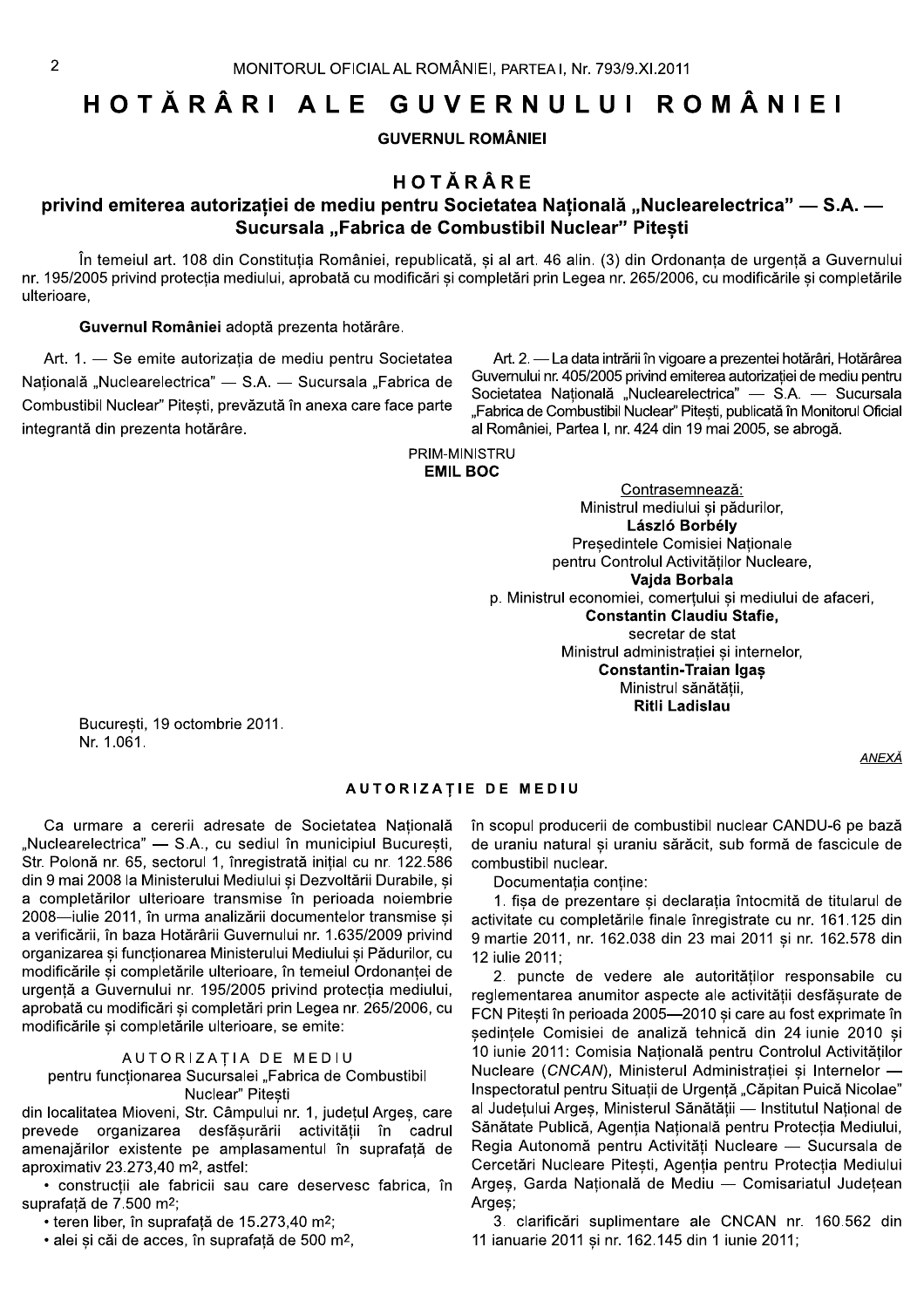# HOTĂRÂRI ALE GUVERNULUI ROMÂNIEI

**GUVERNUL ROMÂNIEI**

## HOTĂRÂRE

### privind emiterea autorizației de mediu pentru Societatea Națională „Nuclearelectrica" — S.A. — Sucursala „Fabrica de Combustibil Nuclear" Pitești

În temeiul art. 108 din Constituția României, republicată, și al art. 46 alin. (3) din Ordonanța de urgență a Guvernului nr. 195/2005 privind protecția mediului, aprobată cu modificări și completări prin Legea nr. 265/2006, cu modificările și completările ulterioare,

**Guvernul României** adoptă prezenta hotărâre.

Art. 1. — Se emite autorizația de mediu pentru Societatea Națională „Nuclearelectrica" — S.A. — Sucursala „Fabrica de Combustibil Nuclear" Pitești, prevăzută în anexa care face parte integrantă din prezenta hotărâre.

Art. 2. — La data intrării în vigoare a prezentei hotărâri, Hotărârea Guvernului nr. 405/2005 privind emiterea autorizației de mediu pentru Societatea Națională „Nuclearelectrica" — S.A. — Sucursala „Fabrica de Combustibil Nuclear" Pitești, publicată în Monitorul Oficial al României, Partea I, nr. 424 din 19 mai 2005, se abrogă.

PRIM-MINISTRU
**EMIL BOC**

Contrasemnează:
Ministrul mediului și pădurilor,
**László Borbély**
Președintele Comisiei Naționale pentru Controlul Activităților Nucleare,
**Vajda Borbala**
p. Ministrul economiei, comerțului și mediului de afaceri,
**Constantin Claudiu Stafie,**
secretar de stat
Ministrul administrației și internelor,
**Constantin-Traian Igaș**
Ministrul sănătății,
**Ritli Ladislau**

București, 19 octombrie 2011.
Nr. 1.061.

*ANEXĂ*

## AUTORIZAȚIE DE MEDIU

Ca urmare a cererii adresate de Societatea Națională „Nuclearelectrica" — S.A., cu sediul în municipiul București, Str. Polonă nr. 65, sectorul 1, înregistrată inițial cu nr. 122.586 din 9 mai 2008 la Ministerului Mediului și Dezvoltării Durabile, și a completărilor ulterioare transmise în perioada noiembrie 2008—iulie 2011, în urma analizării documentelor transmise și a verificării, în baza Hotărârii Guvernului nr. 1.635/2009 privind organizarea și funcționarea Ministerului Mediului și Pădurilor, cu modificările și completările ulterioare, în temeiul Ordonanței de urgență a Guvernului nr. 195/2005 privind protecția mediului, aprobată cu modificări și completări prin Legea nr. 265/2006, cu modificările și completările ulterioare, se emite:

AUTORIZAȚIA DE MEDIU
pentru funcționarea Sucursalei „Fabrica de Combustibil Nuclear" Pitești

din localitatea Mioveni, Str. Câmpului nr. 1, județul Argeș, care prevede organizarea desfășurării activității în cadrul amenajărilor existente pe amplasamentul în suprafață de aproximativ 23.273,40 m², astfel:

- construcții ale fabricii sau care deservesc fabrica, în suprafață de 7.500 m²;
- teren liber, în suprafață de 15.273,40 m²;
- alei și căi de acces, în suprafață de 500 m²,

în scopul producerii de combustibil nuclear CANDU-6 pe bază de uraniu natural și uraniu sărăcit, sub formă de fascicule de combustibil nuclear.

Documentația conține:

1. fișa de prezentare și declarația întocmită de titularul de activitate cu completările finale înregistrate cu nr. 161.125 din 9 martie 2011, nr. 162.038 din 23 mai 2011 și nr. 162.578 din 12 iulie 2011;
2. puncte de vedere ale autorităților responsabile cu reglementarea anumitor aspecte ale activității desfășurate de FCN Pitești în perioada 2005—2010 și care au fost exprimate în ședințele Comisiei de analiză tehnică din 24 iunie 2010 și 10 iunie 2011: Comisia Națională pentru Controlul Activităților Nucleare (*CNCAN*), Ministerul Administrației și Internelor — Inspectoratul pentru Situații de Urgență „Căpitan Puică Nicolae" al Județului Argeș, Ministerul Sănătății — Institutul Național de Sănătate Publică, Agenția Națională pentru Protecția Mediului, Regia Autonomă pentru Activități Nucleare — Sucursala de Cercetări Nucleare Pitești, Agenția pentru Protecția Mediului Argeș, Garda Națională de Mediu — Comisariatul Județean Argeș;
3. clarificări suplimentare ale CNCAN nr. 160.562 din 11 ianuarie 2011 și nr. 162.145 din 1 iunie 2011;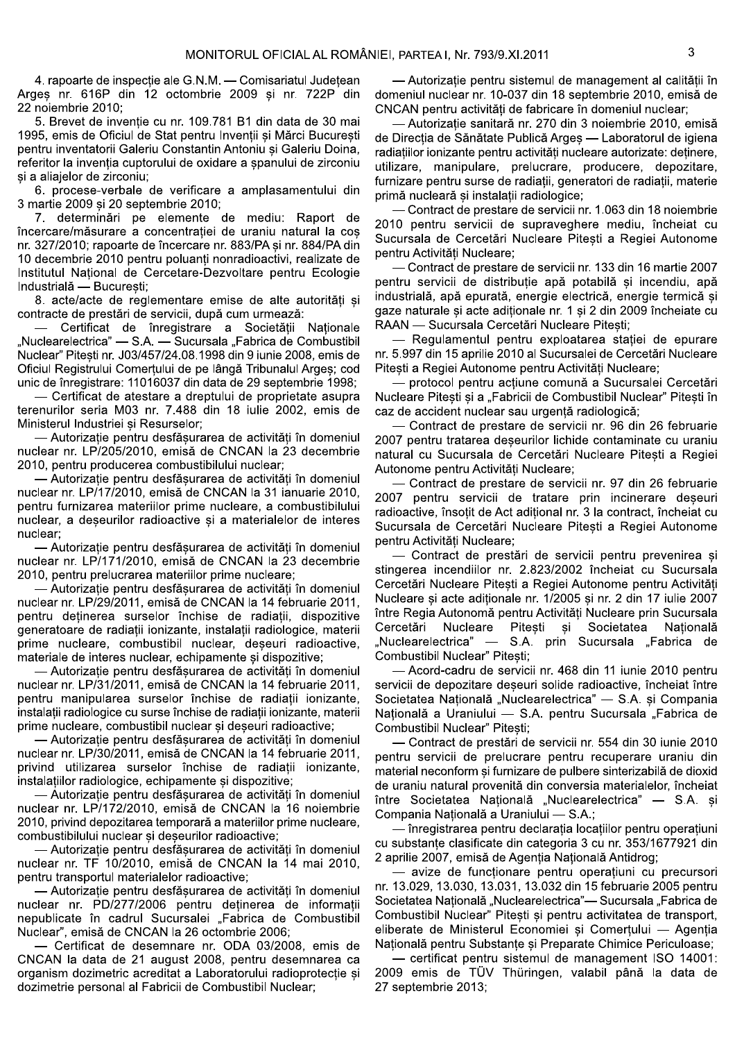4. rapoarte de inspecție ale G.N.M. — Comisariatul Județean Argeș nr. 616P din 12 octombrie 2009 și nr. 722P din 22 noiembrie 2010;

5. Brevet de invenție cu nr. 109.781 B1 din data de 30 mai 1995, emis de Oficiul de Stat pentru Invenții și Mărci București pentru inventatorii Galeriu Constantin Antoniu și Galeriu Doina, referitor la invenția cuptorului de oxidare a șpanului de zirconiu și a aliajelor de zirconiu;

6. procese-verbale de verificare a amplasamentului din 3 martie 2009 și 20 septembrie 2010;

7. determinări pe elemente de mediu: Raport de încercare/măsurare a concentrației de uraniu natural la coș nr. 327/2010; rapoarte de încercare nr. 883/PA și nr. 884/PA din 10 decembrie 2010 pentru poluanți nonradioactivi, realizate de Institutul Național de Cercetare-Dezvoltare pentru Ecologie Industrială — București;

8. acte/acte de reglementare emise de alte autorități și contracte de prestări de servicii, după cum urmează:

— Certificat de înregistrare a Societății Naționale „Nuclearelectrica" — S.A. — Sucursala „Fabrica de Combustibil Nuclear" Pitești nr. J03/457/24.08.1998 din 9 iunie 2008, emis de Oficiul Registrului Comerțului de pe lângă Tribunalul Argeș; cod unic de înregistrare: 11016037 din data de 29 septembrie 1998;

— Certificat de atestare a dreptului de proprietate asupra terenurilor seria M03 nr. 7.488 din 18 iulie 2002, emis de Ministerul Industriei și Resurselor;

— Autorizație pentru desfășurarea de activități în domeniul nuclear nr. LP/205/2010, emisă de CNCAN la 23 decembrie 2010, pentru producerea combustibilului nuclear;

— Autorizație pentru desfășurarea de activități în domeniul nuclear nr. LP/17/2010, emisă de CNCAN la 31 ianuarie 2010, pentru furnizarea materiilor prime nucleare, a combustibilului nuclear, a deșeurilor radioactive și a materialelor de interes nuclear;

— Autorizație pentru desfășurarea de activități în domeniul nuclear nr. LP/171/2010, emisă de CNCAN la 23 decembrie 2010, pentru prelucrarea materiilor prime nucleare;

— Autorizație pentru desfășurarea de activități în domeniul nuclear nr. LP/29/2011, emisă de CNCAN la 14 februarie 2011, pentru deținerea surselor închise de radiații, dispozitive generatoare de radiații ionizante, instalații radiologice, materii prime nucleare, combustibil nuclear, deșeuri radioactive, materiale de interes nuclear, echipamente și dispozitive;

— Autorizație pentru desfășurarea de activități în domeniul nuclear nr. LP/31/2011, emisă de CNCAN la 14 februarie 2011, pentru manipularea surselor închise de radiații ionizante, instalații radiologice cu surse închise de radiații ionizante, materii prime nucleare, combustibil nuclear și deșeuri radioactive;

— Autorizație pentru desfășurarea de activități în domeniul nuclear nr. LP/30/2011, emisă de CNCAN la 14 februarie 2011, privind utilizarea surselor închise de radiații ionizante, instalațiilor radiologice, echipamente și dispozitive;

— Autorizație pentru desfășurarea de activități în domeniul nuclear nr. LP/172/2010, emisă de CNCAN la 16 noiembrie 2010, privind depozitarea temporară a materiilor prime nucleare, combustibilului nuclear și deșeurilor radioactive;

— Autorizație pentru desfășurarea de activități în domeniul nuclear nr. TF 10/2010, emisă de CNCAN la 14 mai 2010, pentru transportul materialelor radioactive;

— Autorizație pentru desfășurarea de activități în domeniul nuclear nr. PD/277/2006 pentru deținerea de informații nepublicate în cadrul Sucursalei „Fabrica de Combustibil Nuclear", emisă de CNCAN la 26 octombrie 2006;

— Certificat de desemnare nr. ODA 03/2008, emis de CNCAN la data de 21 august 2008, pentru desemnarea ca organism dozimetric acreditat a Laboratorului radioprotecție și dozimetrie personal al Fabricii de Combustibil Nuclear;

— Autorizație pentru sistemul de management al calității în domeniul nuclear nr. 10-037 din 18 septembrie 2010, emisă de CNCAN pentru activități de fabricare în domeniul nuclear;

— Autorizație sanitară nr. 270 din 3 noiembrie 2010, emisă de Direcția de Sănătate Publică Argeș — Laboratorul de igiena radiațiilor ionizante pentru activități nucleare autorizate: deținere, utilizare, manipulare, prelucrare, producere, depozitare, furnizare pentru surse de radiații, generatori de radiații, materie primă nucleară și instalații radiologice;

— Contract de prestare de servicii nr. 1.063 din 18 noiembrie 2010 pentru servicii de supraveghere mediu, încheiat cu Sucursala de Cercetări Nucleare Pitești a Regiei Autonome pentru Activități Nucleare;

— Contract de prestare de servicii nr. 133 din 16 martie 2007 pentru servicii de distribuție apă potabilă și incendiu, apă industrială, apă epurată, energie electrică, energie termică și gaze naturale și acte adiționale nr. 1 și 2 din 2009 încheiate cu RAAN — Sucursala Cercetări Nucleare Pitești;

— Regulamentul pentru exploatarea stației de epurare nr. 5.997 din 15 aprilie 2010 al Sucursalei de Cercetări Nucleare Pitești a Regiei Autonome pentru Activități Nucleare;

— protocol pentru acțiune comună a Sucursalei Cercetări Nucleare Pitești și a „Fabricii de Combustibil Nuclear" Pitești în caz de accident nuclear sau urgență radiologică;

— Contract de prestare de servicii nr. 96 din 26 februarie 2007 pentru tratarea deșeurilor lichide contaminate cu uraniu natural cu Sucursala de Cercetări Nucleare Pitești a Regiei Autonome pentru Activități Nucleare;

— Contract de prestare de servicii nr. 97 din 26 februarie 2007 pentru servicii de tratare prin incinerare deșeuri radioactive, însoțit de Act adițional nr. 3 la contract, încheiat cu Sucursala de Cercetări Nucleare Pitești a Regiei Autonome pentru Activități Nucleare;

— Contract de prestări de servicii pentru prevenirea și stingerea incendiilor nr. 2.823/2002 încheiat cu Sucursala Cercetări Nucleare Pitești a Regiei Autonome pentru Activități Nucleare și acte adiționale nr. 1/2005 și nr. 2 din 17 iulie 2007 între Regia Autonomă pentru Activități Nucleare prin Sucursala Cercetări Nucleare Pitești și Societatea Națională „Nuclearelectrica" — S.A. prin Sucursala „Fabrica de Combustibil Nuclear" Pitești;

— Acord-cadru de servicii nr. 468 din 11 iunie 2010 pentru servicii de depozitare deșeuri solide radioactive, încheiat între Societatea Națională „Nuclearelectrica" — S.A. și Compania Națională a Uraniului — S.A. pentru Sucursala „Fabrica de Combustibil Nuclear" Pitești;

— Contract de prestări de servicii nr. 554 din 30 iunie 2010 pentru servicii de prelucrare pentru recuperare uraniu din material neconform și furnizare de pulbere sinterizabilă de dioxid de uraniu natural provenită din conversia materialelor, încheiat între Societatea Națională „Nuclearelectrica" — S.A. și Compania Națională a Uraniului — S.A.;

— înregistrarea pentru declarația locațiilor pentru operațiuni cu substanțe clasificate din categoria 3 cu nr. 353/1677921 din 2 aprilie 2007, emisă de Agenția Națională Antidrog;

— avize de funcționare pentru operațiuni cu precursori nr. 13.029, 13.030, 13.031, 13.032 din 15 februarie 2005 pentru Societatea Națională „Nuclearelectrica"— Sucursala „Fabrica de Combustibil Nuclear" Pitești și pentru activitatea de transport, eliberate de Ministerul Economiei și Comerțului — Agenția Națională pentru Substanțe și Preparate Chimice Periculoase;

— certificat pentru sistemul de management ISO 14001: 2009 emis de TÜV Thüringen, valabil până la data de 27 septembrie 2013;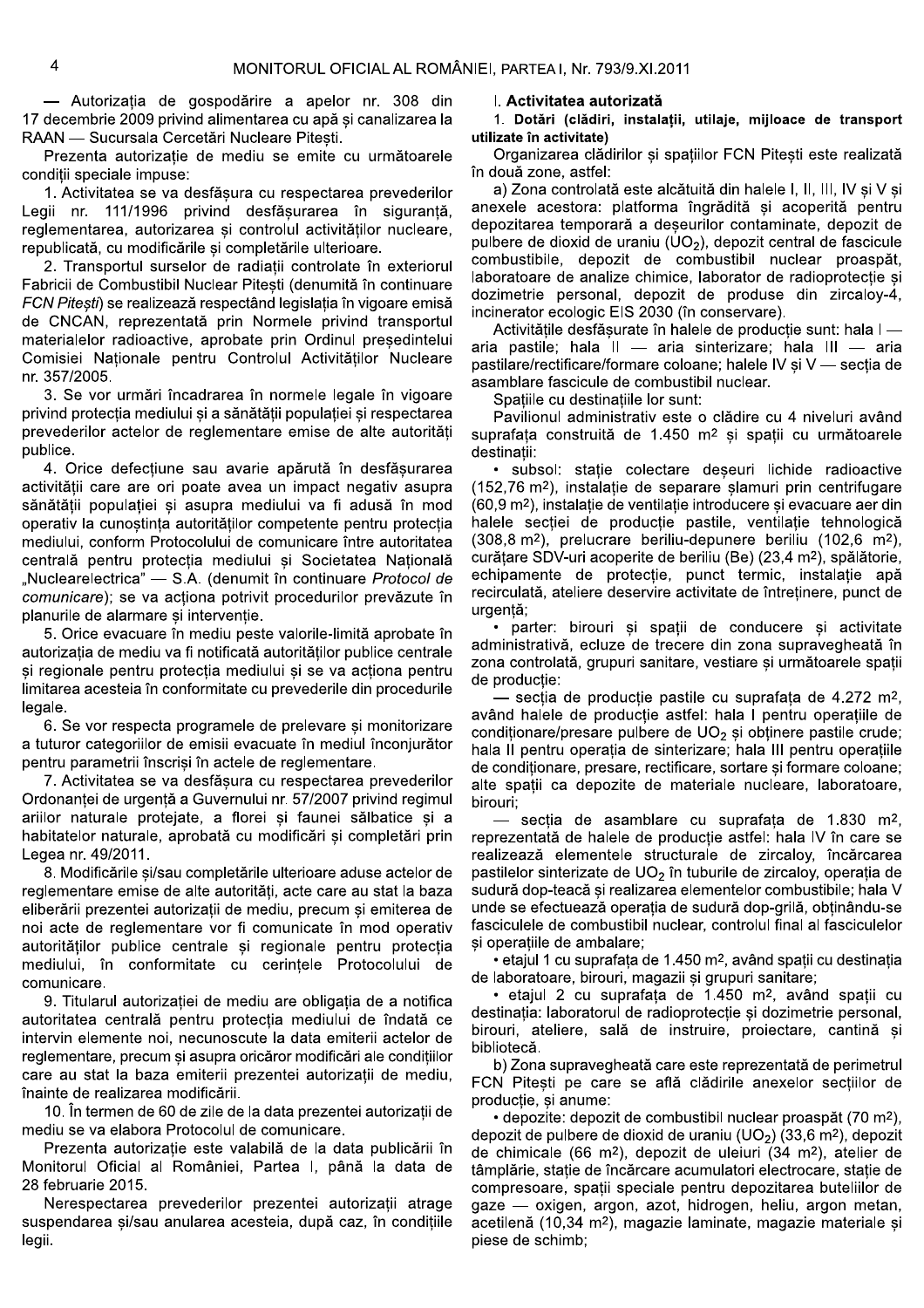— Autorizația de gospodărire a apelor nr. 308 din 17 decembrie 2009 privind alimentarea cu apă și canalizarea la RAAN — Sucursala Cercetări Nucleare Pitești.

Prezenta autorizație de mediu se emite cu următoarele condiții speciale impuse:

1. Activitatea se va desfășura cu respectarea prevederilor Legii nr. 111/1996 privind desfășurarea în siguranță, reglementarea, autorizarea și controlul activităților nucleare, republicată, cu modificările și completările ulterioare.

2. Transportul surselor de radiații controlate în exteriorul Fabricii de Combustibil Nuclear Pitești (denumită în continuare *FCN Pitești*) se realizează respectând legislația în vigoare emisă de CNCAN, reprezentată prin Normele privind transportul materialelor radioactive, aprobate prin Ordinul președintelui Comisiei Naționale pentru Controlul Activităților Nucleare nr. 357/2005.

3. Se vor urmări încadrarea în normele legale în vigoare privind protecția mediului și a sănătății populației și respectarea prevederilor actelor de reglementare emise de alte autorități publice.

4. Orice defecțiune sau avarie apărută în desfășurarea activității care are ori poate avea un impact negativ asupra sănătății populației și asupra mediului va fi adusă în mod operativ la cunoștința autorităților competente pentru protecția mediului, conform Protocolului de comunicare între autoritatea centrală pentru protecția mediului și Societatea Națională „Nuclearelectrica” — S.A. (denumit în continuare *Protocol de comunicare*); se va acționa potrivit procedurilor prevăzute în planurile de alarmare și intervenție.

5. Orice evacuare în mediu peste valorile-limită aprobate în autorizația de mediu va fi notificată autorităților publice centrale și regionale pentru protecția mediului și se va acționa pentru limitarea acesteia în conformitate cu prevederile din procedurile legale.

6. Se vor respecta programele de prelevare și monitorizare a tuturor categoriilor de emisii evacuate în mediul înconjurător pentru parametrii înscriși în actele de reglementare.

7. Activitatea se va desfășura cu respectarea prevederilor Ordonanței de urgență a Guvernului nr. 57/2007 privind regimul ariilor naturale protejate, a florei și faunei sălbatice și a habitatelor naturale, aprobată cu modificări și completări prin Legea nr. 49/2011.

8. Modificările și/sau completările ulterioare aduse actelor de reglementare emise de alte autorități, acte care au stat la baza eliberării prezentei autorizații de mediu, precum și emiterea de noi acte de reglementare vor fi comunicate în mod operativ autorităților publice centrale și regionale pentru protecția mediului, în conformitate cu cerințele Protocolului de comunicare.

9. Titularul autorizației de mediu are obligația de a notifica autoritatea centrală pentru protecția mediului de îndată ce intervin elemente noi, necunoscute la data emiterii actelor de reglementare, precum și asupra oricăror modificări ale condițiilor care au stat la baza emiterii prezentei autorizații de mediu, înainte de realizarea modificării.

10. În termen de 60 de zile de la data prezentei autorizații de mediu se va elabora Protocolul de comunicare.

Prezenta autorizație este valabilă de la data publicării în Monitorul Oficial al României, Partea I, până la data de 28 februarie 2015.

Nerespectarea prevederilor prezentei autorizații atrage suspendarea și/sau anularea acesteia, după caz, în condițiile legii.

I. **Activitatea autorizată**

1. **Dotări (clădiri, instalații, utilaje, mijloace de transport utilizate în activitate)**

Organizarea clădirilor și spațiilor FCN Pitești este realizată în două zone, astfel:

a) Zona controlată este alcătuită din halele I, II, III, IV și V și anexele acestora: platforma îngrădită și acoperită pentru depozitarea temporară a deșeurilor contaminate, depozit de pulbere de dioxid de uraniu ($UO_2$), depozit central de fascicule combustibile, depozit de combustibil nuclear proaspăt, laboratoare de analize chimice, laborator de radioprotecție și dozimetrie personal, depozit de produse din zircaloy-4, incinerator ecologic EIS 2030 (în conservare).

Activitățile desfășurate în halele de producție sunt: hala I — aria pastile; hala II — aria sinterizare; hala III — aria pastilare/rectificare/formare coloane; halele IV și V — secția de asamblare fascicule de combustibil nuclear.

Spațiile cu destinațiile lor sunt:

Pavilionul administrativ este o clădire cu 4 niveluri având suprafața construită de 1.450 m² și spații cu următoarele destinații:

• subsol: stație colectare deșeuri lichide radioactive (152,76 m²), instalație de separare șlamuri prin centrifugare (60,9 m²), instalație de ventilație introducere și evacuare aer din halele secției de producție pastile, ventilație tehnologică (308,8 m²), prelucrare beriliu-depunere beriliu (102,6 m²), curățare SDV-uri acoperite de beriliu (Be) (23,4 m²), spălătorie, echipamente de protecție, punct termic, instalație apă recirculată, ateliere deservire activitate de întreținere, punct de urgență;

• parter: birouri și spații de conducere și activitate administrativă, ecluze de trecere din zona supravegheată în zona controlată, grupuri sanitare, vestiare și următoarele spații de producție:

— secția de producție pastile cu suprafața de 4.272 m², având halele de producție astfel: hala I pentru operațiile de condiționare/presare pulbere de $UO_2$ și obținere pastile crude; hala II pentru operația de sinterizare; hala III pentru operațiile de condiționare, presare, rectificare, sortare și formare coloane; alte spații ca depozite de materiale nucleare, laboratoare, birouri;

— secția de asamblare cu suprafața de 1.830 m², reprezentată de halele de producție astfel: hala IV în care se realizează elementele structurale de zircaloy, încărcarea pastilelor sinterizate de $UO_2$ în tuburile de zircaloy, operația de sudură dop-teacă și realizarea elementelor combustibile; hala V unde se efectuează operația de sudură dop-grilă, obținându-se fasciculele de combustibil nuclear, controlul final al fasciculelor și operațiile de ambalare;

• etajul 1 cu suprafața de 1.450 m², având spații cu destinația de laboratoare, birouri, magazii și grupuri sanitare;

• etajul 2 cu suprafața de 1.450 m², având spații cu destinația: laboratorul de radioprotecție și dozimetrie personal, birouri, ateliere, sală de instruire, proiectare, cantină și bibliotecă.

b) Zona supravegheată care este reprezentată de perimetrul FCN Pitești pe care se află clădirile anexelor secțiilor de producție, și anume:

• depozite: depozit de combustibil nuclear proaspăt (70 m²), depozit de pulbere de dioxid de uraniu ($UO_2$) (33,6 m²), depozit de chimicale (66 m²), depozit de uleiuri (34 m²), atelier de tâmplărie, stație de încărcare acumulatori electrocare, stație de compresoare, spații speciale pentru depozitarea buteliilor de gaze — oxigen, argon, azot, hidrogen, heliu, argon metan, acetilenă (10,34 m²), magazie laminate, magazie materiale și piese de schimb;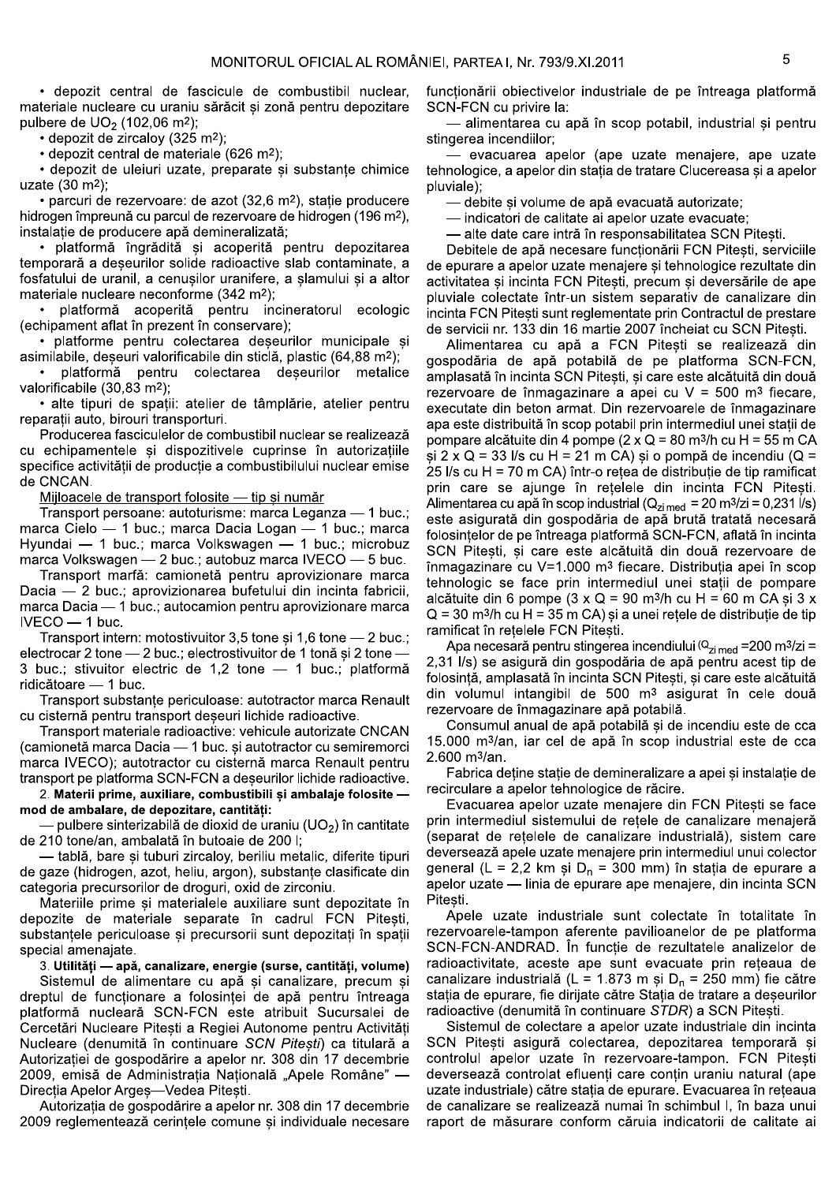• depozit central de fascicule de combustibil nuclear, materiale nucleare cu uraniu sărăcit și zonă pentru depozitare pulbere de $UO_2$ (102,06 m²);

• depozit de zircaloy (325 m²);

• depozit central de materiale (626 m²);

• depozit de uleiuri uzate, preparate și substanțe chimice uzate (30 m²);

• parcuri de rezervoare: de azot (32,6 m²), stație producere hidrogen împreună cu parcul de rezervoare de hidrogen (196 m²), instalație de producere apă demineralizată;

• platformă îngrădită și acoperită pentru depozitarea temporară a deșeurilor solide radioactive slab contaminate, a fosfatului de uranil, a cenușilor uranifere, a șlamului și a altor materiale nucleare neconforme (342 m²);

• platformă acoperită pentru incineratorul ecologic (echipament aflat în prezent în conservare);

• platforme pentru colectarea deșeurilor municipale și asimilabile, deșeuri valorificabile din sticlă, plastic (64,88 m²);

• platformă pentru colectarea deșeurilor metalice valorificabile (30,83 m²);

• alte tipuri de spații: atelier de tâmplărie, atelier pentru reparații auto, birouri transporturi.

Producerea fasciculelor de combustibil nuclear se realizează cu echipamentele și dispozitivele cuprinse în autorizațiile specifice activității de producție a combustibilului nuclear emise de CNCAN.

Mijloacele de transport folosite — tip și număr

Transport persoane: autoturisme: marca Leganza — 1 buc.; marca Cielo — 1 buc.; marca Dacia Logan — 1 buc.; marca Hyundai — 1 buc.; marca Volkswagen — 1 buc.; microbuz marca Volkswagen — 2 buc.; autobuz marca IVECO — 5 buc.

Transport marfă: camionetă pentru aprovizionare marca Dacia — 2 buc.; aprovizionarea bufetului din incinta fabricii, marca Dacia — 1 buc.; autocamion pentru aprovizionare marca IVECO — 1 buc.

Transport intern: motostivuitor 3,5 tone și 1,6 tone — 2 buc.; electrocar 2 tone — 2 buc.; electrostivuitor de 1 tonă și 2 tone — 3 buc.; stivuitor electric de 1,2 tone — 1 buc.; platformă ridicătoare — 1 buc.

Transport substanțe periculoase: autotractor marca Renault cu cisternă pentru transport deșeuri lichide radioactive.

Transport materiale radioactive: vehicule autorizate CNCAN (camionetă marca Dacia — 1 buc. și autotractor cu semiremorci marca IVECO); autotractor cu cisternă marca Renault pentru transport pe platforma SCN-FCN a deșeurilor lichide radioactive.

**2. Materii prime, auxiliare, combustibili și ambalaje folosite — mod de ambalare, de depozitare, cantități:**

— pulbere sinterizabilă de dioxid de uraniu ($UO_2$) în cantitate de 210 tone/an, ambalată în butoaie de 200 l;

— tablă, bare și tuburi zircaloy, beriliu metalic, diferite tipuri de gaze (hidrogen, azot, heliu, argon), substanțe clasificate din categoria precursorilor de droguri, oxid de zirconiu.

Materiile prime și materialele auxiliare sunt depozitate în depozite de materiale separate în cadrul FCN Pitești, substanțele periculoase și precursorii sunt depozitați în spații special amenajate.

**3. Utilități — apă, canalizare, energie (surse, cantități, volume)**

Sistemul de alimentare cu apă și canalizare, precum și dreptul de funcționare a folosinței de apă pentru întreaga platformă nucleară SCN-FCN este atribuit Sucursalei de Cercetări Nucleare Pitești a Regiei Autonome pentru Activități Nucleare (denumită în continuare *SCN Pitești*) ca titulară a Autorizației de gospodărire a apelor nr. 308 din 17 decembrie 2009, emisă de Administrația Națională „Apele Române" — Direcția Apelor Argeș—Vedea Pitești.

Autorizația de gospodărire a apelor nr. 308 din 17 decembrie 2009 reglementează cerințele comune și individuale necesare funcționării obiectivelor industriale de pe întreaga platformă SCN-FCN cu privire la:

— alimentarea cu apă în scop potabil, industrial și pentru stingerea incendiilor;

— evacuarea apelor (ape uzate menajere, ape uzate tehnologice, a apelor din stația de tratare Clucereasa și a apelor pluviale);

— debite și volume de apă evacuată autorizate;

— indicatori de calitate ai apelor uzate evacuate;

— alte date care intră în responsabilitatea SCN Pitești.

Debitele de apă necesare funcționării FCN Pitești, serviciile de epurare a apelor uzate menajere și tehnologice rezultate din activitatea și incinta FCN Pitești, precum și deversările de ape pluviale colectate într-un sistem separativ de canalizare din incinta FCN Pitești sunt reglementate prin Contractul de prestare de servicii nr. 133 din 16 martie 2007 încheiat cu SCN Pitești.

Alimentarea cu apă a FCN Pitești se realizează din gospodăria de apă potabilă de pe platforma SCN-FCN, amplasată în incinta SCN Pitești, și care este alcătuită din două rezervoare de înmagazinare a apei cu V = 500 m³ fiecare, executate din beton armat. Din rezervoarele de înmagazinare apa este distribuită în scop potabil prin intermediul unei stații de pompare alcătuite din 4 pompe (2 x Q = 80 m³/h cu H = 55 m CA și 2 x Q = 33 l/s cu H = 21 m CA) și o pompă de incendiu (Q = 25 l/s cu H = 70 m CA) într-o rețea de distribuție de tip ramificat prin care se ajunge în rețelele din incinta FCN Pitești. Alimentarea cu apă în scop industrial ($Q_{zi\ med}$ = 20 m³/zi = 0,231 l/s) este asigurată din gospodăria de apă brută tratată necesară folosințelor de pe întreaga platformă SCN-FCN, aflată în incinta SCN Pitești, și care este alcătuită din două rezervoare de înmagazinare cu V=1.000 m³ fiecare. Distribuția apei în scop tehnologic se face prin intermediul unei stații de pompare alcătuite din 6 pompe (3 x Q = 90 m³/h cu H = 60 m CA și 3 x Q = 30 m³/h cu H = 35 m CA) și a unei rețele de distribuție de tip ramificat în rețelele FCN Pitești.

Apa necesară pentru stingerea incendiului ($Q_{zi\ med}$ =200 m³/zi = 2,31 l/s) se asigură din gospodăria de apă pentru acest tip de folosință, amplasată în incinta SCN Pitești, și care este alcătuită din volumul intangibil de 500 m³ asigurat în cele două rezervoare de înmagazinare apă potabilă.

Consumul anual de apă potabilă și de incendiu este de cca 15.000 m³/an, iar cel de apă în scop industrial este de cca 2.600 m³/an.

Fabrica deține stație de demineralizare a apei și instalație de recirculare a apelor tehnologice de răcire.

Evacuarea apelor uzate menajere din FCN Pitești se face prin intermediul sistemului de rețele de canalizare menajeră (separat de rețelele de canalizare industrială), sistem care deversează apele uzate menajere prin intermediul unui colector general (L = 2,2 km și $D_n$ = 300 mm) în stația de epurare a apelor uzate — linia de epurare ape menajere, din incinta SCN Pitești.

Apele uzate industriale sunt colectate în totalitate în rezervoarele-tampon aferente pavilioanelor de pe platforma SCN-FCN-ANDRAD. În funcție de rezultatele analizelor de radioactivitate, aceste ape sunt evacuate prin rețeaua de canalizare industrială (L = 1.873 m și $D_n$ = 250 mm) fie către stația de epurare, fie dirijate către Stația de tratare a deșeurilor radioactive (denumită în continuare *STDR*) a SCN Pitești.

Sistemul de colectare a apelor uzate industriale din incinta SCN Pitești asigură colectarea, depozitarea temporară și controlul apelor uzate în rezervoare-tampon. FCN Pitești deversează controlat efluenți care conțin uraniu natural (ape uzate industriale) către stația de epurare. Evacuarea în rețeaua de canalizare se realizează numai în schimbul I, în baza unui raport de măsurare conform căruia indicatorii de calitate ai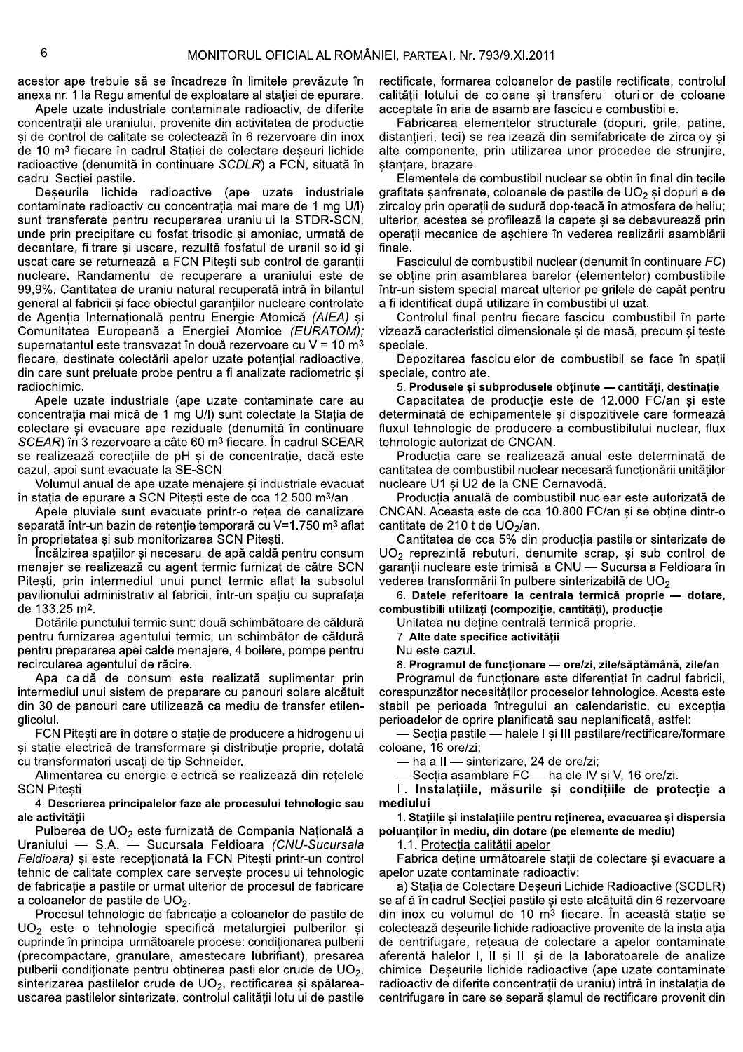acestor ape trebuie să se încadreze în limitele prevăzute în anexa nr. 1 la Regulamentul de exploatare al stației de epurare.

Apele uzate industriale contaminate radioactiv, de diferite concentrații ale uraniului, provenite din activitatea de producție și de control de calitate se colectează în 6 rezervoare din inox de 10 $m^3$ fiecare în cadrul Stației de colectare deșeuri lichide radioactive (denumită în continuare *SCDLR*) a FCN, situată în cadrul Secției pastile.

Deșeurile lichide radioactive (ape uzate industriale contaminate radioactiv cu concentrația mai mare de 1 mg U/l) sunt transferate pentru recuperarea uraniului la STDR-SCN, unde prin precipitare cu fosfat trisodic și amoniac, urmată de decantare, filtrare și uscare, rezultă fosfatul de uranil solid și uscat care se returnează la FCN Pitești sub control de garanții nucleare. Randamentul de recuperare a uraniului este de 99,9%. Cantitatea de uraniu natural recuperată intră în bilanțul general al fabricii și face obiectul garanțiilor nucleare controlate de Agenția Internațională pentru Energie Atomică *(AIEA)* și Comunitatea Europeană a Energiei Atomice *(EURATOM);* supernatantul este transvazat în două rezervoare cu V = 10 $m^3$ fiecare, destinate colectării apelor uzate potențial radioactive, din care sunt preluate probe pentru a fi analizate radiometric și radiochimic.

Apele uzate industriale (ape uzate contaminate care au concentrația mai mică de 1 mg U/l) sunt colectate la Stația de colectare și evacuare ape reziduale (denumită în continuare *SCEAR*) în 3 rezervoare a câte 60 $m^3$ fiecare. În cadrul SCEAR se realizează corecțiile de pH și de concentrație, dacă este cazul, apoi sunt evacuate la SE-SCN.

Volumul anual de ape uzate menajere și industriale evacuat în stația de epurare a SCN Pitești este de cca 12.500 $m^3$/an.

Apele pluviale sunt evacuate printr-o rețea de canalizare separată într-un bazin de retenție temporară cu V=1.750 $m^3$ aflat în proprietatea și sub monitorizarea SCN Pitești.

Încălzirea spațiilor și necesarul de apă caldă pentru consum menajer se realizează cu agent termic furnizat de către SCN Pitești, prin intermediul unui punct termic aflat la subsolul pavilionului administrativ al fabricii, într-un spațiu cu suprafața de 133,25 $m^2$.

Dotările punctului termic sunt: două schimbătoare de căldură pentru furnizarea agentului termic, un schimbător de căldură pentru prepararea apei calde menajere, 4 boilere, pompe pentru recircularea agentului de răcire.

Apa caldă de consum este realizată suplimentar prin intermediul unui sistem de preparare cu panouri solare alcătuit din 30 de panouri care utilizează ca mediu de transfer etilen-glicolul.

FCN Pitești are în dotare o stație de producere a hidrogenului și stație electrică de transformare și distribuție proprie, dotată cu transformatori uscați de tip Schneider.

Alimentarea cu energie electrică se realizează din rețelele SCN Pitești.

**4. Descrierea principalelor faze ale procesului tehnologic sau ale activității**

Pulberea de $UO_2$ este furnizată de Compania Națională a Uraniului — S.A. — Sucursala Feldioara *(CNU-Sucursala Feldioara)* și este recepționată la FCN Pitești printr-un control tehnic de calitate complex care servește procesului tehnologic de fabricație a pastilelor urmat ulterior de procesul de fabricare a coloanelor de pastile de $UO_2$.

Procesul tehnologic de fabricație a coloanelor de pastile de $UO_2$ este o tehnologie specifică metalurgiei pulberilor și cuprinde în principal următoarele procese: condiționarea pulberii (precompactare, granulare, amestecare lubrifiant), presarea pulberii condiționate pentru obținerea pastilelor crude de $UO_2$, sinterizarea pastilelor crude de $UO_2$, rectificarea și spălarea-uscarea pastilelor sinterizate, controlul calității lotului de pastile rectificate, formarea coloanelor de pastile rectificate, controlul calității lotului de coloane și transferul loturilor de coloane acceptate în aria de asamblare fascicule combustibile.

Fabricarea elementelor structurale (dopuri, grile, patine, distanțieri, teci) se realizează din semifabricate de zircaloy și alte componente, prin utilizarea unor procedee de strunjire, ștanțare, brazare.

Elementele de combustibil nuclear se obțin în final din tecile grafitate șanfrenate, coloanele de pastile de $UO_2$ și dopurile de zircaloy prin operații de sudură dop-teacă în atmosfera de heliu; ulterior, acestea se profilează la capete și se debavurează prin operații mecanice de așchiere în vederea realizării asamblării finale.

Fasciculul de combustibil nuclear (denumit în continuare *FC*) se obține prin asamblarea barelor (elementelor) combustibile într-un sistem special marcat ulterior pe grilele de capăt pentru a fi identificat după utilizare în combustibilul uzat.

Controlul final pentru fiecare fascicul combustibil în parte vizează caracteristici dimensionale și de masă, precum și teste speciale.

Depozitarea fasciculelor de combustibil se face în spații speciale, controlate.

**5. Produsele și subprodusele obținute — cantități, destinație**

Capacitatea de producție este de 12.000 FC/an și este determinată de echipamentele și dispozitivele care formează fluxul tehnologic de producere a combustibilului nuclear, flux tehnologic autorizat de CNCAN.

Producția care se realizează anual este determinată de cantitatea de combustibil nuclear necesară funcționării unităților nucleare U1 și U2 de la CNE Cernavodă.

Producția anuală de combustibil nuclear este autorizată de CNCAN. Aceasta este de cca 10.800 FC/an și se obține dintr-o cantitate de 210 t de $UO_2$/an.

Cantitatea de cca 5% din producția pastilelor sinterizate de $UO_2$ reprezintă rebuturi, denumite scrap, și sub control de garanții nucleare este trimisă la CNU — Sucursala Feldioara în vederea transformării în pulbere sinterizabilă de $UO_2$.

**6. Datele referitoare la centrala termică proprie — dotare, combustibili utilizați (compoziție, cantități), producție**

Unitatea nu deține centrală termică proprie.

**7. Alte date specifice activității**

Nu este cazul.

**8. Programul de funcționare — ore/zi, zile/săptămână, zile/an**

Programul de funcționare este diferențiat în cadrul fabricii, corespunzător necesităților proceselor tehnologice. Acesta este stabil pe perioada întregului an calendaristic, cu excepția perioadelor de oprire planificată sau neplanificată, astfel:

— Secția pastile — halele I și III pastilare/rectificare/formare coloane, 16 ore/zi;

— hala II — sinterizare, 24 de ore/zi;

— Secția asamblare FC — halele IV și V, 16 ore/zi.

**II. Instalațiile, măsurile și condițiile de protecție a mediului**

**1. Stațiile și instalațiile pentru reținerea, evacuarea și dispersia poluanților în mediu, din dotare (pe elemente de mediu)**

1.1. <u>Protecția calității apelor</u>

Fabrica deține următoarele stații de colectare și evacuare a apelor uzate contaminate radioactiv:

a) Stația de Colectare Deșeuri Lichide Radioactive (SCDLR) se află în cadrul Secției pastile și este alcătuită din 6 rezervoare din inox cu volumul de 10 $m^3$ fiecare. În această stație se colectează deșeurile lichide radioactive provenite de la instalația de centrifugare, rețeaua de colectare a apelor contaminate aferentă halelor I, II și III și de la laboratoarele de analize chimice. Deșeurile lichide radioactive (ape uzate contaminate radioactiv de diferite concentrații de uraniu) intră în instalația de centrifugare în care se separă șlamul de rectificare provenit din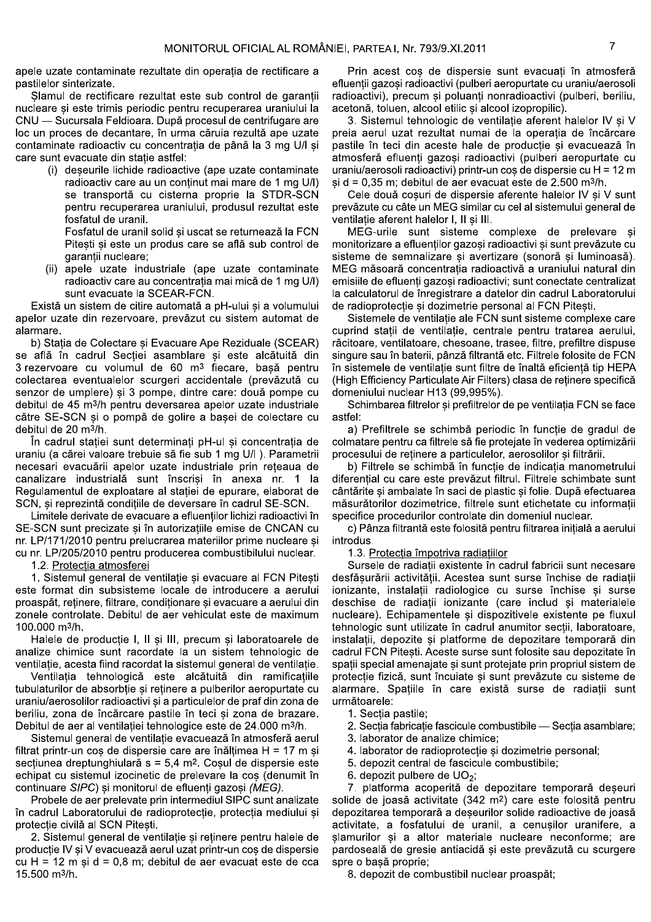apele uzate contaminate rezultate din operația de rectificare a pastilelor sinterizate.

Șlamul de rectificare rezultat este sub control de garanții nucleare și este trimis periodic pentru recuperarea uraniului la CNU — Sucursala Feldioara. După procesul de centrifugare are loc un proces de decantare, în urma căruia rezultă ape uzate contaminate radioactiv cu concentrația de până la 3 mg U/l și care sunt evacuate din stație astfel:

(i) deșeurile lichide radioactive (ape uzate contaminate radioactiv care au un conținut mai mare de 1 mg U/l) se transportă cu cisterna proprie la STDR-SCN pentru recuperarea uraniului, produsul rezultat este fosfatul de uraniu.

Fosfatul de uranil solid și uscat se returnează la FCN Pitești și este un produs care se află sub control de garanții nucleare;

(ii) apele uzate industriale (ape uzate contaminate radioactiv care au concentrația mai mică de 1 mg U/l) sunt evacuate la SCEAR-FCN.

Există un sistem de citire automată a pH-ului și a volumului apelor uzate din rezervoare, prevăzut cu sistem automat de alarmare.

b) Stația de Colectare și Evacuare Ape Reziduale (SCEAR) se află în cadrul Secției asamblare și este alcătuită din 3 rezervoare cu volumul de 60 m$^3$ fiecare, bașă pentru colectarea eventualelor scurgeri accidentale (prevăzută cu senzor de umplere) și 3 pompe, dintre care: două pompe cu debitul de 45 m$^3$/h pentru deversarea apelor uzate industriale către SE-SCN și o pompă de golire a bașei de colectare cu debitul de 20 m$^3$/h.

În cadrul stației sunt determinați pH-ul și concentrația de uraniu (a cărei valoare trebuie să fie sub 1 mg U/l ). Parametrii necesari evacuării apelor uzate industriale prin rețeaua de canalizare industrială sunt înscriși în anexa nr. 1 la Regulamentul de exploatare al stației de epurare, elaborat de SCN, și reprezintă condițiile de deversare în cadrul SE-SCN.

Limitele derivate de evacuare a efluenților lichizi radioactivi în SE-SCN sunt precizate și în autorizațiile emise de CNCAN cu nr. LP/171/2010 pentru prelucrarea materiilor prime nucleare și cu nr. LP/205/2010 pentru producerea combustibilului nuclear.

1.2. Protecția atmosferei

1. Sistemul general de ventilație și evacuare al FCN Pitești este format din subsisteme locale de introducere a aerului proaspăt, reținere, filtrare, condiționare și evacuare a aerului din zonele controlate. Debitul de aer vehiculat este de maximum 100.000 m$^3$/h.

Halele de producție I, II și III, precum și laboratoarele de analize chimice sunt racordate la un sistem tehnologic de ventilație, acesta fiind racordat la sistemul general de ventilație.

Ventilația tehnologică este alcătuită din ramificațiile tubulaturilor de absorbție și reținere a pulberilor aeropurtate cu uraniu/aerosolilor radioactivi și a particulelor de praf din zona de beriliu, zona de încărcare pastile în teci și zona de brazare. Debitul de aer al ventilației tehnologice este de 24.000 m$^3$/h.

Sistemul general de ventilație evacuează în atmosferă aerul filtrat printr-un coș de dispersie care are înălțimea H = 17 m și secțiunea dreptunghiulară s = 5,4 m$^2$. Coșul de dispersie este echipat cu sistemul izocinetic de prelevare la coș (denumit în continuare *SIPC*) și monitorul de efluenți gazoși *(MEG)*.

Probele de aer prelevate prin intermediul SIPC sunt analizate în cadrul Laboratorului de radioprotecție, protecția mediului și protecție civilă al SCN Pitești.

2. Sistemul general de ventilație și reținere pentru halele de producție IV și V evacuează aerul uzat printr-un coș de dispersie cu H = 12 m și d = 0,8 m; debitul de aer evacuat este de cca 15.500 m$^3$/h.

Prin acest coș de dispersie sunt evacuați în atmosferă efluenții gazoși radioactivi (pulberi aeropurtate cu uraniu/aerosoli radioactivi), precum și poluanți nonradioactivi (pulberi, beriliu, acetonă, toluen, alcool etilic și alcool izopropilic).

3. Sistemul tehnologic de ventilație aferent halelor IV și V preia aerul uzat rezultat numai de la operația de încărcare pastile în teci din aceste hale de producție și evacuează în atmosferă efluenți gazoși radioactivi (pulberi aeropurtate cu uraniu/aerosoli radioactivi) printr-un coș de dispersie cu H = 12 m și d = 0,35 m; debitul de aer evacuat este de 2.500 m$^3$/h.

Cele două coșuri de dispersie aferente halelor IV și V sunt prevăzute cu câte un MEG similar cu cel al sistemului general de ventilație aferent halelor I, II și III.

MEG-urile sunt sisteme complexe de prelevare și monitorizare a efluenților gazoși radioactivi și sunt prevăzute cu sisteme de semnalizare și avertizare (sonoră și luminoasă). MEG măsoară concentrația radioactivă a uraniului natural din emisiile de efluenți gazoși radioactivi; sunt conectate centralizat la calculatorul de înregistrare a datelor din cadrul Laboratorului de radioprotecție și dozimetrie personal al FCN Pitești.

Sistemele de ventilație ale FCN sunt sisteme complexe care cuprind stații de ventilație, centrale pentru tratarea aerului, răcitoare, ventilatoare, chesoane, trasee, filtre, prefiltre dispuse singure sau în baterii, pânză filtrantă etc. Filtrele folosite de FCN în sistemele de ventilație sunt filtre de înaltă eficiență tip HEPA (High Efficiency Particulate Air Filters) clasa de reținere specifică domeniului nuclear H13 (99,995%).

Schimbarea filtrelor și prefiltrelor de pe ventilația FCN se face astfel:

a) Prefiltrele se schimbă periodic în funcție de gradul de colmatare pentru ca filtrele să fie protejate în vederea optimizării procesului de reținere a particulelor, aerosolilor și filtrării.

b) Filtrele se schimbă în funcție de indicația manometrului diferențial cu care este prevăzut filtrul. Filtrele schimbate sunt cântărite și ambalate în saci de plastic și folie. După efectuarea măsurătorilor dozimetrice, filtrele sunt etichetate cu informații specifice procedurilor controlate din domeniul nuclear.

c) Pânza filtrantă este folosită pentru filtrarea inițială a aerului introdus.

1.3. Protecția împotriva radiațiilor

Sursele de radiații existente în cadrul fabricii sunt necesare desfășurării activității. Acestea sunt surse închise de radiații ionizante, instalații radiologice cu surse închise și surse deschise de radiații ionizante (care includ și materialele nucleare). Echipamentele și dispozitivele existente pe fluxul tehnologic sunt utilizate în cadrul anumitor secții, laboratoare, instalații, depozite și platforme de depozitare temporară din cadrul FCN Pitești. Aceste surse sunt folosite sau depozitate în spații special amenajate și sunt protejate prin propriul sistem de protecție fizică, sunt încuiate și sunt prevăzute cu sisteme de alarmare. Spațiile în care există surse de radiații sunt următoarele:

1. Secția pastile;
2. Secția fabricație fascicule combustibile — Secția asamblare;
3. laborator de analize chimice;
4. laborator de radioprotecție și dozimetrie personal;
5. depozit central de fascicule combustibile;
6. depozit pulbere de $UO_2$;
7. platforma acoperită de depozitare temporară deșeuri solide de joasă activitate (342 m$^2$) care este folosită pentru depozitarea temporară a deșeurilor solide radioactive de joasă activitate, a fosfatului de uranil, a cenușilor uranifere, a șlamurilor și a altor materiale nucleare neconforme; are pardoseală de gresie antiacidă și este prevăzută cu scurgere spre o bașă proprie;
8. depozit de combustibil nuclear proaspăt;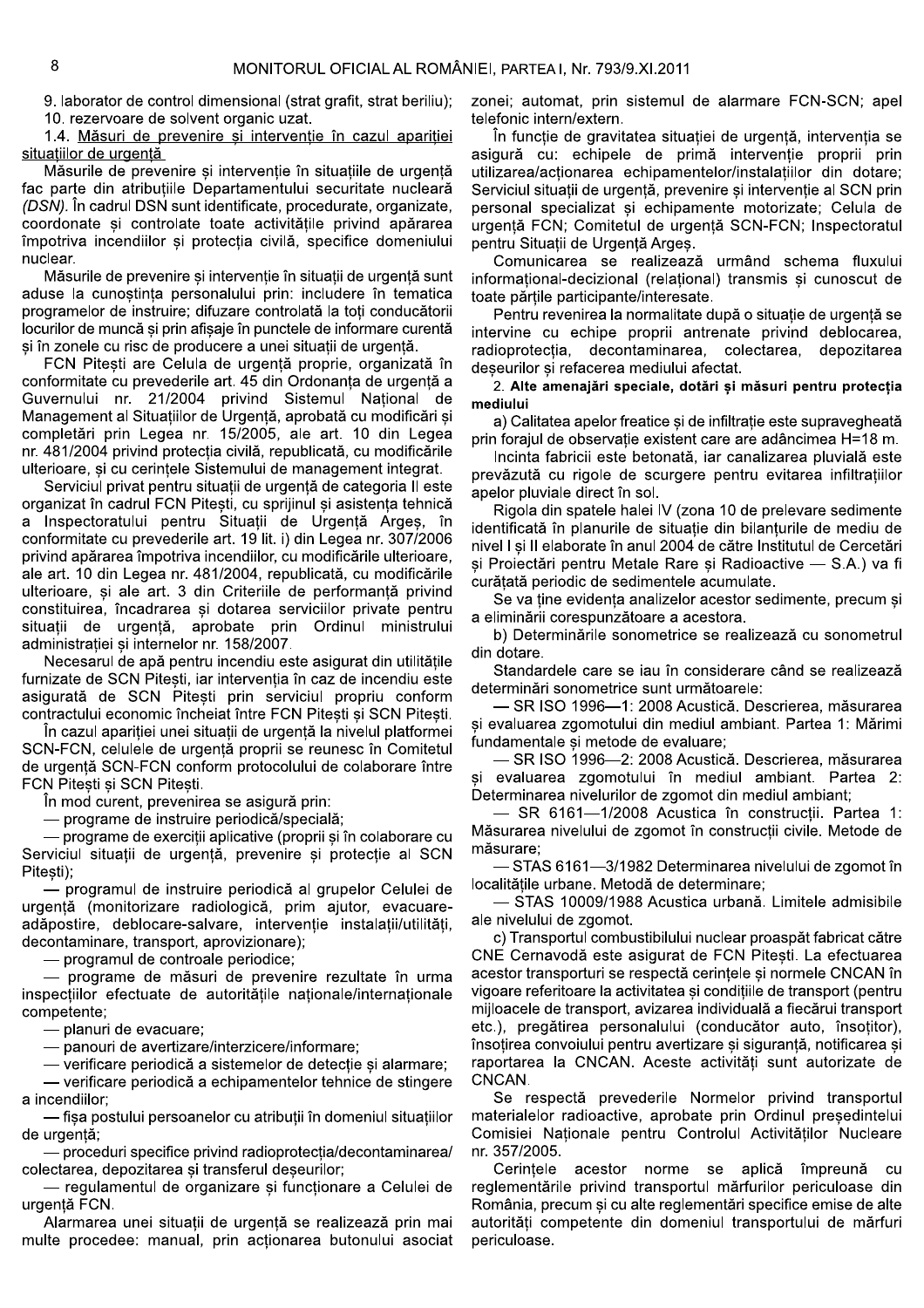9. laborator de control dimensional (strat grafit, strat beriliu);

10. rezervoare de solvent organic uzat.

1.4. Măsuri de prevenire și intervenție în cazul apariției situațiilor de urgență

Măsurile de prevenire și intervenție în situațiile de urgență fac parte din atribuțiile Departamentului securitate nucleară *(DSN)*. În cadrul DSN sunt identificate, procedurate, organizate, coordonate și controlate toate activitățile privind apărarea împotriva incendiilor și protecția civilă, specifice domeniului nuclear.

Măsurile de prevenire și intervenție în situații de urgență sunt aduse la cunoștința personalului prin: includere în tematica programelor de instruire; difuzare controlată la toți conducătorii locurilor de muncă și prin afișaje în punctele de informare curentă și în zonele cu risc de producere a unei situații de urgență.

FCN Pitești are Celula de urgență proprie, organizată în conformitate cu prevederile art. 45 din Ordonanța de urgență a Guvernului nr. 21/2004 privind Sistemul Național de Management al Situațiilor de Urgență, aprobată cu modificări și completări prin Legea nr. 15/2005, ale art. 10 din Legea nr. 481/2004 privind protecția civilă, republicată, cu modificările ulterioare, și cu cerințele Sistemului de management integrat.

Serviciul privat pentru situații de urgență de categoria II este organizat în cadrul FCN Pitești, cu sprijinul și asistența tehnică a Inspectoratului pentru Situații de Urgență Argeș, în conformitate cu prevederile art. 19 lit. i) din Legea nr. 307/2006 privind apărarea împotriva incendiilor, cu modificările ulterioare, ale art. 10 din Legea nr. 481/2004, republicată, cu modificările ulterioare, și ale art. 3 din Criteriile de performanță privind constituirea, încadrarea și dotarea serviciilor private pentru situații de urgență, aprobate prin Ordinul ministrului administrației și internelor nr. 158/2007.

Necesarul de apă pentru incendiu este asigurat din utilitățile furnizate de SCN Pitești, iar intervenția în caz de incendiu este asigurată de SCN Pitești prin serviciul propriu conform contractului economic încheiat între FCN Pitești și SCN Pitești.

În cazul apariției unei situații de urgență la nivelul platformei SCN-FCN, celulele de urgență proprii se reunesc în Comitetul de urgență SCN-FCN conform protocolului de colaborare între FCN Pitești și SCN Pitești.

În mod curent, prevenirea se asigură prin:

— programe de instruire periodică/specială;

— programe de exerciții aplicative (proprii și în colaborare cu Serviciul situații de urgență, prevenire și protecție al SCN Pitești);

— programul de instruire periodică al grupelor Celulei de urgență (monitorizare radiologică, prim ajutor, evacuare-adăpostire, deblocare-salvare, intervenție instalații/utilități, decontaminare, transport, aprovizionare);

— programul de controale periodice;

— programe de măsuri de prevenire rezultate în urma inspecțiilor efectuate de autoritățile naționale/internaționale competente;

— planuri de evacuare;

— panouri de avertizare/interzicere/informare;

— verificare periodică a sistemelor de detecție și alarmare;

— verificare periodică a echipamentelor tehnice de stingere a incendiilor;

— fișa postului persoanelor cu atribuții în domeniul situațiilor de urgență;

— proceduri specifice privind radioprotecția/decontaminarea/colectarea, depozitarea și transferul deșeurilor;

— regulamentul de organizare și funcționare a Celulei de urgență FCN.

Alarmarea unei situații de urgență se realizează prin mai multe procedee: manual, prin acționarea butonului asociat zonei; automat, prin sistemul de alarmare FCN-SCN; apel telefonic intern/extern.

În funcție de gravitatea situației de urgență, intervenția se asigură cu: echipele de primă intervenție proprii prin utilizarea/acționarea echipamentelor/instalațiilor din dotare; Serviciul situații de urgență, prevenire și intervenție al SCN prin personal specializat și echipamente motorizate; Celula de urgență FCN; Comitetul de urgență SCN-FCN; Inspectoratul pentru Situații de Urgență Argeș.

Comunicarea se realizează urmând schema fluxului informațional-decizional (relațional) transmis și cunoscut de toate părțile participante/interesate.

Pentru revenirea la normalitate după o situație de urgență se intervine cu echipe proprii antrenate privind deblocarea, radioprotecția, decontaminarea, colectarea, depozitarea deșeurilor și refacerea mediului afectat.

2. **Alte amenajări speciale, dotări și măsuri pentru protecția mediului**

a) Calitatea apelor freatice și de infiltrație este supravegheată prin forajul de observație existent care are adâncimea H=18 m.

Incinta fabricii este betonată, iar canalizarea pluvială este prevăzută cu rigole de scurgere pentru evitarea infiltrațiilor apelor pluviale direct în sol.

Rigola din spatele halei IV (zona 10 de prelevare sedimente identificată în planurile de situație din bilanțurile de mediu de nivel I și II elaborate în anul 2004 de către Institutul de Cercetări și Proiectări pentru Metale Rare și Radioactive — S.A.) va fi curățată periodic de sedimentele acumulate.

Se va ține evidența analizelor acestor sedimente, precum și a eliminării corespunzătoare a acestora.

b) Determinările sonometrice se realizează cu sonometrul din dotare.

Standardele care se iau în considerare când se realizează determinări sonometrice sunt următoarele:

— SR ISO 1996—1: 2008 Acustică. Descrierea, măsurarea și evaluarea zgomotului din mediul ambiant. Partea 1: Mărimi fundamentale și metode de evaluare;

— SR ISO 1996—2: 2008 Acustică. Descrierea, măsurarea și evaluarea zgomotului în mediul ambiant. Partea 2: Determinarea nivelurilor de zgomot din mediul ambiant;

— SR 6161—1/2008 Acustica în construcții. Partea 1: Măsurarea nivelului de zgomot în construcții civile. Metode de măsurare;

— STAS 6161—3/1982 Determinarea nivelului de zgomot în localitățile urbane. Metodă de determinare;

— STAS 10009/1988 Acustica urbană. Limitele admisibile ale nivelului de zgomot.

c) Transportul combustibilului nuclear proaspăt fabricat către CNE Cernavodă este asigurat de FCN Pitești. La efectuarea acestor transporturi se respectă cerințele și normele CNCAN în vigoare referitoare la activitatea și condițiile de transport (pentru mijloacele de transport, avizarea individuală a fiecărui transport etc.), pregătirea personalului (conducător auto, însoțitor), însoțirea convoiului pentru avertizare și siguranță, notificarea și raportarea la CNCAN. Aceste activități sunt autorizate de CNCAN.

Se respectă prevederile Normelor privind transportul materialelor radioactive, aprobate prin Ordinul președintelui Comisiei Naționale pentru Controlul Activităților Nucleare nr. 357/2005.

Cerințele acestor norme se aplică împreună cu reglementările privind transportul mărfurilor periculoase din România, precum și cu alte reglementări specifice emise de alte autorități competente din domeniul transportului de mărfuri periculoase.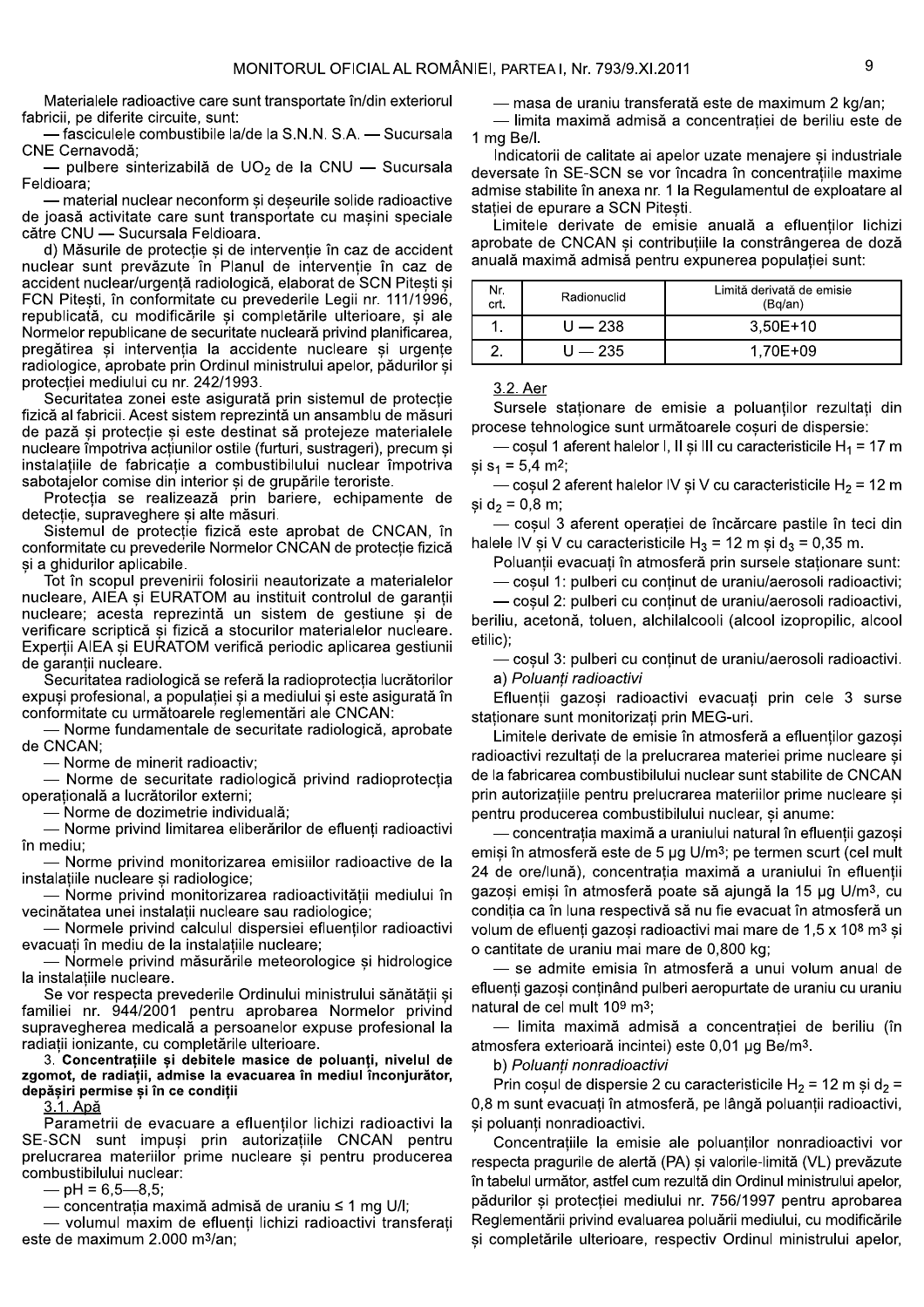Materialele radioactive care sunt transportate în/din exteriorul fabricii, pe diferite circuite, sunt:

— fasciculele combustibile la/de la S.N.N. S.A. — Sucursala CNE Cernavodă;

— pulbere sinterizabilă de $UO_2$ de la CNU — Sucursala Feldioara;

— material nuclear neconform și deșeurile solide radioactive de joasă activitate care sunt transportate cu mașini speciale către CNU — Sucursala Feldioara.

d) Măsurile de protecție și de intervenție în caz de accident nuclear sunt prevăzute în Planul de intervenție în caz de accident nuclear/urgență radiologică, elaborat de SCN Pitești și FCN Pitești, în conformitate cu prevederile Legii nr. 111/1996, republicată, cu modificările și completările ulterioare, și ale Normelor republicane de securitate nucleară privind planificarea, pregătirea și intervenția la accidente nucleare și urgențe radiologice, aprobate prin Ordinul ministrului apelor, pădurilor și protecției mediului cu nr. 242/1993.

Securitatea zonei este asigurată prin sistemul de protecție fizică al fabricii. Acest sistem reprezintă un ansamblu de măsuri de pază și protecție și este destinat să protejeze materialele nucleare împotriva acțiunilor ostile (furturi, sustrageri), precum și instalațiile de fabricație a combustibilului nuclear împotriva sabotajelor comise din interior și de grupările teroriste.

Protecția se realizează prin bariere, echipamente de detecție, supraveghere și alte măsuri.

Sistemul de protecție fizică este aprobat de CNCAN, în conformitate cu prevederile Normelor CNCAN de protecție fizică și a ghidurilor aplicabile.

Tot în scopul prevenirii folosirii neautorizate a materialelor nucleare, AIEA și EURATOM au instituit controlul de garanții nucleare; acesta reprezintă un sistem de gestiune și de verificare scriptică și fizică a stocurilor materialelor nucleare. Experții AIEA și EURATOM verifică periodic aplicarea gestiunii de garanții nucleare.

Securitatea radiologică se referă la radioprotecția lucrătorilor expuși profesional, a populației și a mediului și este asigurată în conformitate cu următoarele reglementări ale CNCAN:

— Norme fundamentale de securitate radiologică, aprobate de CNCAN;

— Norme de minerit radioactiv;

— Norme de securitate radiologică privind radioprotecția operațională a lucrătorilor externi;

— Norme de dozimetrie individuală;

— Norme privind limitarea eliberărilor de efluenți radioactivi în mediu;

— Norme privind monitorizarea emisiilor radioactive de la instalațiile nucleare și radiologice;

— Norme privind monitorizarea radioactivității mediului în vecinătatea unei instalații nucleare sau radiologice;

— Normele privind calculul dispersiei efluenților radioactivi evacuați în mediu de la instalațiile nucleare;

— Normele privind măsurările meteorologice și hidrologice la instalațiile nucleare.

Se vor respecta prevederile Ordinului ministrului sănătății și familiei nr. 944/2001 pentru aprobarea Normelor privind supravegherea medicală a persoanelor expuse profesional la radiații ionizante, cu completările ulterioare.

**3. Concentrațiile și debitele masice de poluanți, nivelul de zgomot, de radiații, admise la evacuarea în mediul înconjurător, depășiri permise și în ce condiții**

3.1. Apă

Parametrii de evacuare a efluenților lichizi radioactivi la SE-SCN sunt impuși prin autorizațiile CNCAN pentru prelucrarea materiilor prime nucleare și pentru producerea combustibilului nuclear:

— pH = 6,5—8,5;

— concentrația maximă admisă de uraniu ≤ 1 mg U/l;

— volumul maxim de efluenți lichizi radioactivi transferați este de maximum 2.000 $m^3$/an;

— masa de uraniu transferată este de maximum 2 kg/an;

— limita maximă admisă a concentrației de beriliu este de 1 mg Be/l.

Indicatorii de calitate ai apelor uzate menajere și industriale deversate în SE-SCN se vor încadra în concentrațiile maxime admise stabilite în anexa nr. 1 la Regulamentul de exploatare al stației de epurare a SCN Pitești.

Limitele derivate de emisie anuală a efluenților lichizi aprobate de CNCAN și contribuțiile la constrângerea de doză anuală maximă admisă pentru expunerea populației sunt:

| Nr. crt. | Radionuclid | Limită derivată de emisie (Bq/an) |
|---|---|---|
| 1. | U — 238 | 3,50E+10 |
| 2. | U — 235 | 1,70E+09 |

3.2. Aer

Sursele staționare de emisie a poluanților rezultați din procese tehnologice sunt următoarele coșuri de dispersie:

— coșul 1 aferent halelor I, II și III cu caracteristicile $H_1$ = 17 m și $s_1$ = 5,4 $m^2$;

— coșul 2 aferent halelor IV și V cu caracteristicile $H_2$ = 12 m și $d_2$ = 0,8 m;

— coșul 3 aferent operației de încărcare pastile în teci din halele IV și V cu caracteristicile $H_3$ = 12 m și $d_3$ = 0,35 m.

Poluanții evacuați în atmosferă prin sursele staționare sunt:

— coșul 1: pulberi cu conținut de uraniu/aerosoli radioactivi;

— coșul 2: pulberi cu conținut de uraniu/aerosoli radioactivi, beriliu, acetonă, toluen, alchilalcooli (alcool izopropilic, alcool etilic);

— coșul 3: pulberi cu conținut de uraniu/aerosoli radioactivi.

a) *Poluanți radioactivi*

Efluenții gazoși radioactivi evacuați prin cele 3 surse staționare sunt monitorizați prin MEG-uri.

Limitele derivate de emisie în atmosferă a efluenților gazoși radioactivi rezultați de la prelucrarea materiei prime nucleare și de la fabricarea combustibilului nuclear sunt stabilite de CNCAN prin autorizațiile pentru prelucrarea materiilor prime nucleare și pentru producerea combustibilului nuclear, și anume:

— concentrația maximă a uraniului natural în efluenții gazoși emiși în atmosferă este de 5 μg U/$m^3$; pe termen scurt (cel mult 24 de ore/lună), concentrația maximă a uraniului în efluenții gazoși emiși în atmosferă poate să ajungă la 15 μg U/$m^3$, cu condiția ca în luna respectivă să nu fie evacuat în atmosferă un volum de efluenți gazoși radioactivi mai mare de 1,5 x $10^8$ $m^3$ și o cantitate de uraniu mai mare de 0,800 kg;

— se admite emisia în atmosferă a unui volum anual de efluenți gazoși conținând pulberi aeropurtate de uraniu cu uraniu natural de cel mult $10^9$ $m^3$;

— limita maximă admisă a concentrației de beriliu (în atmosfera exterioară incintei) este 0,01 μg Be/$m^3$.

b) *Poluanți nonradioactivi*

Prin coșul de dispersie 2 cu caracteristicile $H_2$ = 12 m și $d_2$ = 0,8 m sunt evacuați în atmosferă, pe lângă poluanții radioactivi, și poluanți nonradioactivi.

Concentrațiile la emisie ale poluanților nonradioactivi vor respecta pragurile de alertă (PA) și valorile-limită (VL) prevăzute în tabelul următor, astfel cum rezultă din Ordinul ministrului apelor, pădurilor și protecției mediului nr. 756/1997 pentru aprobarea Reglementării privind evaluarea poluării mediului, cu modificările și completările ulterioare, respectiv Ordinul ministrului apelor,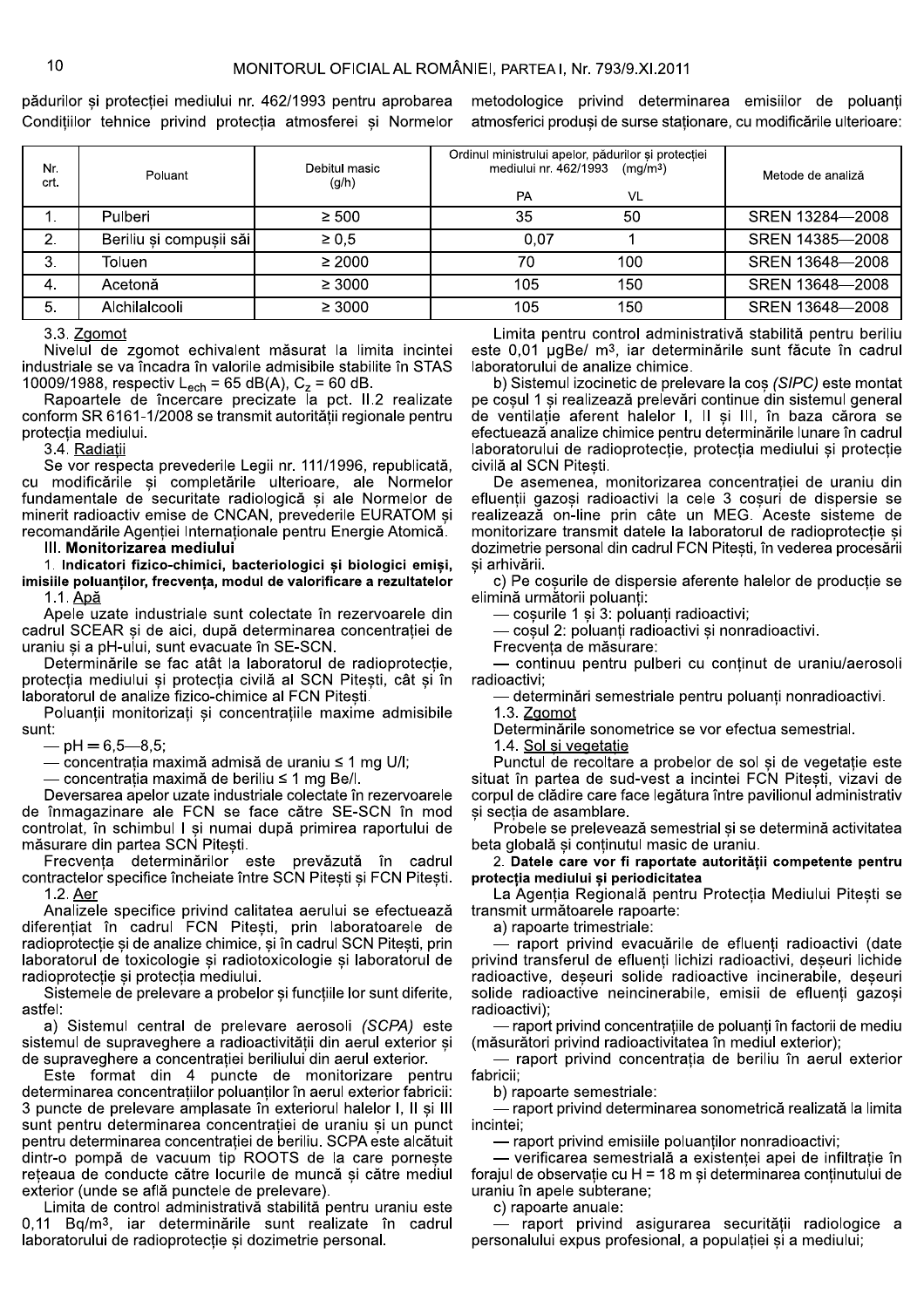pădurilor și protecției mediului nr. 462/1993 pentru aprobarea Condițiilor tehnice privind protecția atmosferei și Normelor metodologice privind determinarea emisiilor de poluanți atmosferici produși de surse staționare, cu modificările ulterioare:

| Nr. crt. | Poluant | Debitul masic (g/h) | Ordinul ministrului apelor, pădurilor și protecției mediului nr. 462/1993 (mg/m³) | | Metode de analiză |
|---|---|---|---|---|---|
| | | | PA | VL | |
| 1. | Pulberi | ≥ 500 | 35 | 50 | SREN 13284—2008 |
| 2. | Beriliu și compușii săi | ≥ 0,5 | 0,07 | 1 | SREN 14385—2008 |
| 3. | Toluen | ≥ 2000 | 70 | 100 | SREN 13648—2008 |
| 4. | Acetonă | ≥ 3000 | 105 | 150 | SREN 13648—2008 |
| 5. | Alchilalcooli | ≥ 3000 | 105 | 150 | SREN 13648—2008 |

3.3. Zgomot

Nivelul de zgomot echivalent măsurat la limita incintei industriale se va încadra în valorile admisibile stabilite în STAS 10009/1988, respectiv $L_{ech}$ = 65 dB(A), $C_z$ = 60 dB.

Rapoartele de încercare precizate la pct. II.2 realizate conform SR 6161-1/2008 se transmit autorității regionale pentru protecția mediului.

3.4. Radiații

Se vor respecta prevederile Legii nr. 111/1996, republicată, cu modificările și completările ulterioare, ale Normelor fundamentale de securitate radiologică și ale Normelor de minerit radioactiv emise de CNCAN, prevederile EURATOM și recomandările Agenției Internaționale pentru Energie Atomică.

**III. Monitorizarea mediului**

**1. Indicatori fizico-chimici, bacteriologici și biologici emiși, imisiile poluanților, frecvența, modul de valorificare a rezultatelor**

1.1. Apă

Apele uzate industriale sunt colectate în rezervoarele din cadrul SCEAR și de aici, după determinarea concentrației de uraniu și a pH-ului, sunt evacuate în SE-SCN.

Determinările se fac atât la laboratorul de radioprotecție, protecția mediului și protecția civilă al SCN Pitești, cât și în laboratorul de analize fizico-chimice al FCN Pitești.

Poluanții monitorizați și concentrațiile maxime admisibile sunt:

— pH = 6,5—8,5;

— concentrația maximă admisă de uraniu ≤ 1 mg U/l;

— concentrația maximă de beriliu ≤ 1 mg Be/l.

Deversarea apelor uzate industriale colectate în rezervoarele de înmagazinare ale FCN se face către SE-SCN în mod controlat, în schimbul I și numai după primirea raportului de măsurare din partea SCN Pitești.

Frecvența determinărilor este prevăzută în cadrul contractelor specifice încheiate între SCN Pitești și FCN Pitești.

1.2. Aer

Analizele specifice privind calitatea aerului se efectuează diferențiat în cadrul FCN Pitești, prin laboratoarele de radioprotecție și de analize chimice, și în cadrul SCN Pitești, prin laboratorul de toxicologie și radiotoxicologie și laboratorul de radioprotecție și protecția mediului.

Sistemele de prelevare a probelor și funcțiile lor sunt diferite, astfel:

a) Sistemul central de prelevare aerosoli *(SCPA)* este sistemul de supraveghere a radioactivității din aerul exterior și de supraveghere a concentrației beriliului din aerul exterior.

Este format din 4 puncte de monitorizare pentru determinarea concentrațiilor poluanților în aerul exterior fabricii: 3 puncte de prelevare amplasate în exteriorul halelor I, II și III sunt pentru determinarea concentrației de uraniu și un punct pentru determinarea concentrației de beriliu. SCPA este alcătuit dintr-o pompă de vacuum tip ROOTS de la care pornește rețeaua de conducte către locurile de muncă și către mediul exterior (unde se află punctele de prelevare).

Limita de control administrativă stabilită pentru uraniu este 0,11 Bq/m³, iar determinările sunt realizate în cadrul laboratorului de radioprotecție și dozimetrie personal.

Limita pentru control administrativă stabilită pentru beriliu este 0,01 µgBe/ m³, iar determinările sunt făcute în cadrul laboratorului de analize chimice.

b) Sistemul izocinetic de prelevare la coș *(SIPC)* este montat pe coșul 1 și realizează prelevări continue din sistemul general de ventilație aferent halelor I, II și III, în baza cărora se efectuează analize chimice pentru determinările lunare în cadrul laboratorului de radioprotecție, protecția mediului și protecție civilă al SCN Pitești.

De asemenea, monitorizarea concentrației de uraniu din efluenții gazoși radioactivi la cele 3 coșuri de dispersie se realizează on-line prin câte un MEG. Aceste sisteme de monitorizare transmit datele la laboratorul de radioprotecție și dozimetrie personal din cadrul FCN Pitești, în vederea procesării și arhivării.

c) Pe coșurile de dispersie aferente halelor de producție se elimină următorii poluanți:

— coșurile 1 și 3: poluanți radioactivi;

— coșul 2: poluanți radioactivi și nonradioactivi.

Frecvența de măsurare:

— continuu pentru pulberi cu conținut de uraniu/aerosoli radioactivi;

— determinări semestriale pentru poluanți nonradioactivi.

1.3. Zgomot

Determinările sonometrice se vor efectua semestrial.

1.4. Sol și vegetație

Punctul de recoltare a probelor de sol și de vegetație este situat în partea de sud-vest a incintei FCN Pitești, vizavi de corpul de clădire care face legătura între pavilionul administrativ și secția de asamblare.

Probele se prelevează semestrial și se determină activitatea beta globală și conținutul masic de uraniu.

**2. Datele care vor fi raportate autorității competente pentru protecția mediului și periodicitatea**

La Agenția Regională pentru Protecția Mediului Pitești se transmit următoarele rapoarte:

a) rapoarte trimestriale:

— raport privind evacuările de efluenți radioactivi (date privind transferul de efluenți lichizi radioactivi, deșeuri lichide radioactive, deșeuri solide radioactive incinerabile, deșeuri solide radioactive neincinerabile, emisii de efluenți gazoși radioactivi);

— raport privind concentrațiile de poluanți în factorii de mediu (măsurători privind radioactivitatea în mediul exterior);

— raport privind concentrația de beriliu în aerul exterior fabricii;

b) rapoarte semestriale:

— raport privind determinarea sonometrică realizată la limita incintei;

— raport privind emisiile poluanților nonradioactivi;

— verificarea semestrială a existenței apei de infiltrație în forajul de observație cu H = 18 m și determinarea conținutului de uraniu în apele subterane;

c) rapoarte anuale:

— raport privind asigurarea securității radiologice a personalului expus profesional, a populației și a mediului;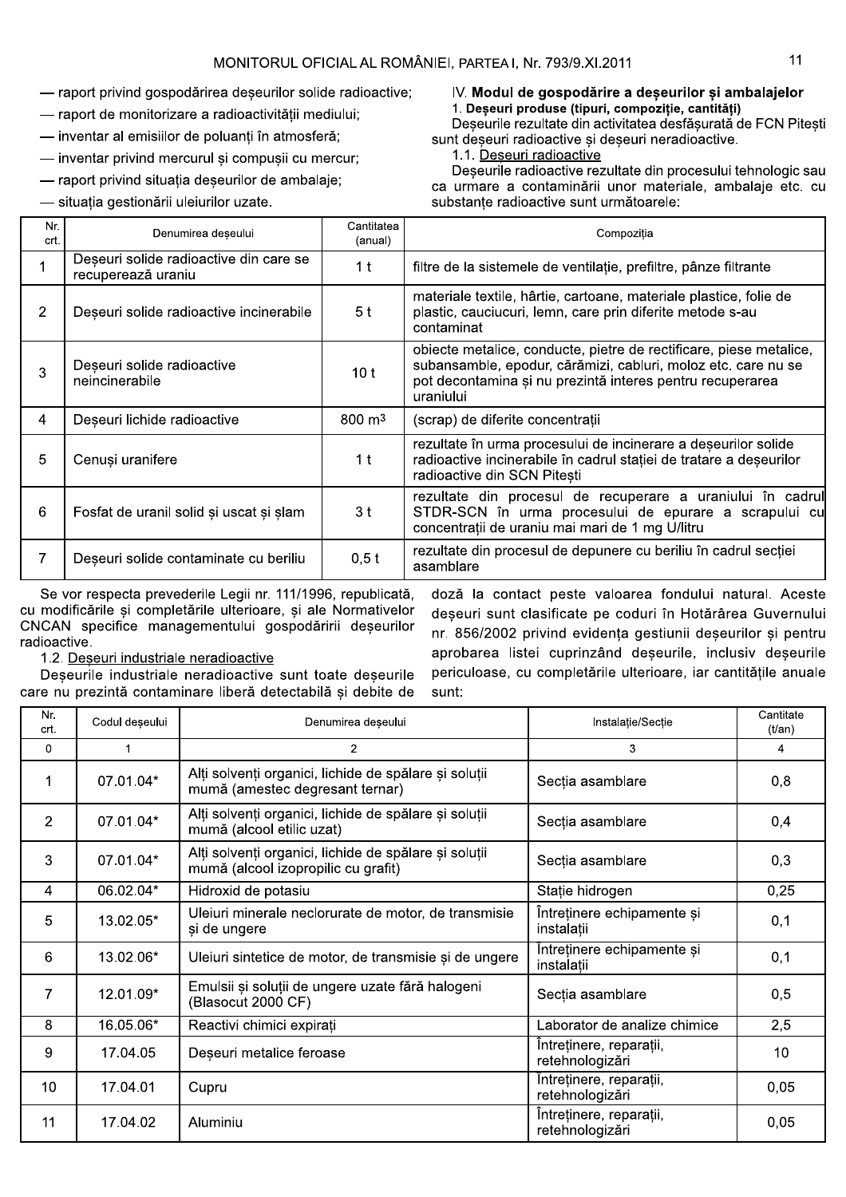— raport privind gospodărirea deșeurilor solide radioactive;

— raport de monitorizare a radioactivității mediului;

— inventar al emisiilor de poluanți în atmosferă;

— inventar privind mercurul și compușii cu mercur;

— raport privind situația deșeurilor de ambalaje;

— situația gestionării uleiurilor uzate.

## IV. Modul de gospodărire a deșeurilor și ambalajelor

**1. Deșeuri produse (tipuri, compoziție, cantități)**

Deșeurile rezultate din activitatea desfășurată de FCN Pitești sunt deșeuri radioactive și deșeuri neradioactive.

1.1. Deșeuri radioactive

Deșeurile radioactive rezultate din procesului tehnologic sau ca urmare a contaminării unor materiale, ambalaje etc. cu substanțe radioactive sunt următoarele:

| Nr. crt. | Denumirea deșeului | Cantitatea (anual) | Compoziția |
|---|---|---|---|
| 1 | Deșeuri solide radioactive din care se recuperează uraniu | 1 t | filtre de la sistemele de ventilație, prefiltre, pânze filtrante |
| 2 | Deșeuri solide radioactive incinerabile | 5 t | materiale textile, hârtie, cartoane, materiale plastice, folie de plastic, cauciucuri, lemn, care prin diferite metode s-au contaminat |
| 3 | Deșeuri solide radioactive neincinerabile | 10 t | obiecte metalice, conducte, pietre de rectificare, piese metalice, subansamble, epodur, cărămizi, cabluri, moloz etc. care nu se pot decontamina și nu prezintă interes pentru recuperarea uraniului |
| 4 | Deșeuri lichide radioactive | 800 $m^3$ | (scrap) de diferite concentrații |
| 5 | Cenuși uranifere | 1 t | rezultate în urma procesului de incinerare a deșeurilor solide radioactive incinerabile în cadrul stației de tratare a deșeurilor radioactive din SCN Pitești |
| 6 | Fosfat de uranil solid și uscat și șlam | 3 t | rezultate din procesul de recuperare a uraniului în cadrul STDR-SCN în urma procesului de epurare a scrapului cu concentrații de uraniu mai mari de 1 mg U/litru |
| 7 | Deșeuri solide contaminate cu beriliu | 0,5 t | rezultate din procesul de depunere cu beriliu în cadrul secției asamblare |

Se vor respecta prevederile Legii nr. 111/1996, republicată, cu modificările și completările ulterioare, și ale Normativelor CNCAN specifice managementului gospodăririi deșeurilor radioactive.

1.2. Deșeuri industriale neradioactive

Deșeurile industriale neradioactive sunt toate deșeurile care nu prezintă contaminare liberă detectabilă și debite de doză la contact peste valoarea fondului natural. Aceste deșeuri sunt clasificate pe coduri în Hotărârea Guvernului nr. 856/2002 privind evidența gestiunii deșeurilor și pentru aprobarea listei cuprinzând deșeurile, inclusiv deșeurile periculoase, cu completările ulterioare, iar cantitățile anuale sunt:

| Nr. crt. | Codul deșeului | Denumirea deșeului | Instalație/Secție | Cantitate (t/an) |
|---|---|---|---|---|
| 0 | 1 | 2 | 3 | 4 |
| 1 | 07.01.04* | Alți solvenți organici, lichide de spălare și soluții mumă (amestec degresant ternar) | Secția asamblare | 0,8 |
| 2 | 07.01.04* | Alți solvenți organici, lichide de spălare și soluții mumă (alcool etilic uzat) | Secția asamblare | 0,4 |
| 3 | 07.01.04* | Alți solvenți organici, lichide de spălare și soluții mumă (alcool izopropilic cu grafit) | Secția asamblare | 0,3 |
| 4 | 06.02.04* | Hidroxid de potasiu | Stație hidrogen | 0,25 |
| 5 | 13.02.05* | Uleiuri minerale neclorurate de motor, de transmisie și de ungere | Întreținere echipamente și instalații | 0,1 |
| 6 | 13.02.06* | Uleiuri sintetice de motor, de transmisie și de ungere | Întreținere echipamente și instalații | 0,1 |
| 7 | 12.01.09* | Emulsii și soluții de ungere uzate fără halogeni (Blasocut 2000 CF) | Secția asamblare | 0,5 |
| 8 | 16.05.06* | Reactivi chimici expirați | Laborator de analize chimice | 2,5 |
| 9 | 17.04.05 | Deșeuri metalice feroase | Întreținere, reparații, retehnologizări | 10 |
| 10 | 17.04.01 | Cupru | Întreținere, reparații, retehnologizări | 0,05 |
| 11 | 17.04.02 | Aluminiu | Întreținere, reparații, retehnologizări | 0,05 |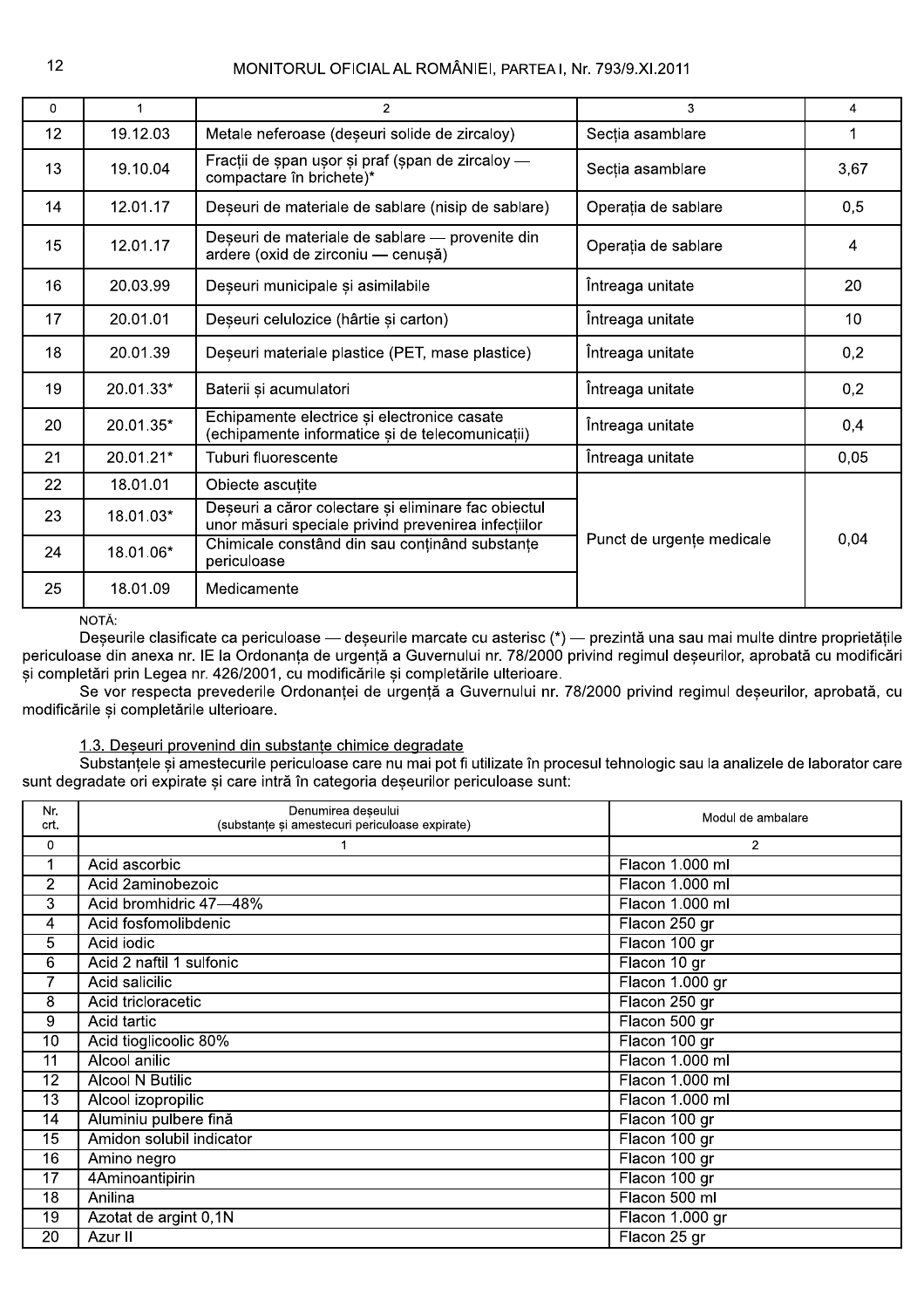| 0 | 1 | 2 | 3 | 4 |
|---|---|---|---|---|
| 12 | 19.12.03 | Metale neferoase (deșeuri solide de zircaloy) | Secția asamblare | 1 |
| 13 | 19.10.04 | Fracții de șpan ușor și praf (șpan de zircaloy — compactare în brichete)* | Secția asamblare | 3,67 |
| 14 | 12.01.17 | Deșeuri de materiale de sablare (nisip de sablare) | Operația de sablare | 0,5 |
| 15 | 12.01.17 | Deșeuri de materiale de sablare — provenite din ardere (oxid de zirconiu — cenușă) | Operația de sablare | 4 |
| 16 | 20.03.99 | Deșeuri municipale și asimilabile | Întreaga unitate | 20 |
| 17 | 20.01.01 | Deșeuri celulozice (hârtie și carton) | Întreaga unitate | 10 |
| 18 | 20.01.39 | Deșeuri materiale plastice (PET, mase plastice) | Întreaga unitate | 0,2 |
| 19 | 20.01.33* | Baterii și acumulatori | Întreaga unitate | 0,2 |
| 20 | 20.01.35* | Echipamente electrice și electronice casate (echipamente informatice și de telecomunicații) | Întreaga unitate | 0,4 |
| 21 | 20.01.21* | Tuburi fluorescente | Întreaga unitate | 0,05 |
| 22 | 18.01.01 | Obiecte ascuțite | Punct de urgențe medicale | 0,04 |
| 23 | 18.01.03* | Deșeuri a căror colectare și eliminare fac obiectul unor măsuri speciale privind prevenirea infecțiilor | | |
| 24 | 18.01.06* | Chimicale constând din sau conținând substanțe periculoase | | |
| 25 | 18.01.09 | Medicamente | | |

NOTĂ:

Deșeurile clasificate ca periculoase — deșeurile marcate cu asterisc (*) — prezintă una sau mai multe dintre proprietățile periculoase din anexa nr. IE la Ordonanța de urgență a Guvernului nr. 78/2000 privind regimul deșeurilor, aprobată cu modificări și completări prin Legea nr. 426/2001, cu modificările și completările ulterioare.

Se vor respecta prevederile Ordonanței de urgență a Guvernului nr. 78/2000 privind regimul deșeurilor, aprobată, cu modificările și completările ulterioare.

1.3. Deșeuri provenind din substanțe chimice degradate

Substanțele și amestecurile periculoase care nu mai pot fi utilizate în procesul tehnologic sau la analizele de laborator care sunt degradate ori expirate și care intră în categoria deșeurilor periculoase sunt:

| Nr. crt. | Denumirea deșeului (substanțe și amestecuri periculoase expirate) | Modul de ambalare |
|---|---|---|
| 0 | 1 | 2 |
| 1 | Acid ascorbic | Flacon 1.000 ml |
| 2 | Acid 2aminobezoic | Flacon 1.000 ml |
| 3 | Acid bromhidric 47—48% | Flacon 1.000 ml |
| 4 | Acid fosfomolibdenic | Flacon 250 gr |
| 5 | Acid iodic | Flacon 100 gr |
| 6 | Acid 2 naftil 1 sulfonic | Flacon 10 gr |
| 7 | Acid salicilic | Flacon 1.000 gr |
| 8 | Acid tricloracetic | Flacon 250 gr |
| 9 | Acid tartic | Flacon 500 gr |
| 10 | Acid tioglicoolic 80% | Flacon 100 gr |
| 11 | Alcool anilic | Flacon 1.000 ml |
| 12 | Alcool N Butilic | Flacon 1.000 ml |
| 13 | Alcool izopropilic | Flacon 1.000 ml |
| 14 | Aluminiu pulbere fină | Flacon 100 gr |
| 15 | Amidon solubil indicator | Flacon 100 gr |
| 16 | Amino negro | Flacon 100 gr |
| 17 | 4Aminoantipirin | Flacon 100 gr |
| 18 | Anilina | Flacon 500 ml |
| 19 | Azotat de argint 0,1N | Flacon 1.000 gr |
| 20 | Azur II | Flacon 25 gr |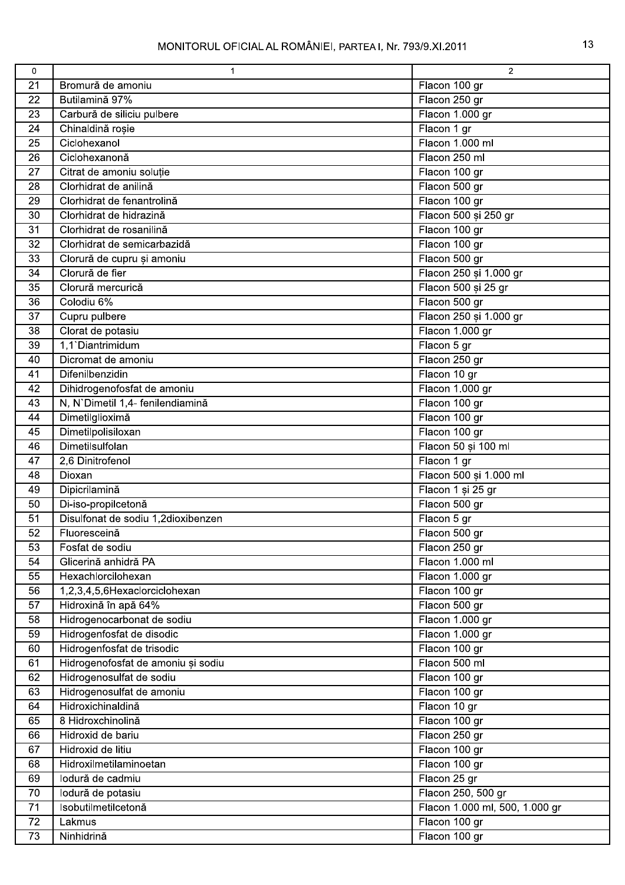| 0 | 1 | 2 |
|---|---|---|
| 21 | Bromură de amoniu | Flacon 100 gr |
| 22 | Butilamină 97% | Flacon 250 gr |
| 23 | Carbură de siliciu pulbere | Flacon 1.000 gr |
| 24 | Chinaldină roșie | Flacon 1 gr |
| 25 | Ciclohexanol | Flacon 1.000 ml |
| 26 | Ciclohexanonă | Flacon 250 ml |
| 27 | Citrat de amoniu soluție | Flacon 100 gr |
| 28 | Clorhidrat de anilină | Flacon 500 gr |
| 29 | Clorhidrat de fenantrolină | Flacon 100 gr |
| 30 | Clorhidrat de hidrazină | Flacon 500 și 250 gr |
| 31 | Clorhidrat de rosanilină | Flacon 100 gr |
| 32 | Clorhidrat de semicarbazidă | Flacon 100 gr |
| 33 | Clorură de cupru și amoniu | Flacon 500 gr |
| 34 | Clorură de fier | Flacon 250 și 1.000 gr |
| 35 | Clorură mercurică | Flacon 500 și 25 gr |
| 36 | Colodiu 6% | Flacon 500 gr |
| 37 | Cupru pulbere | Flacon 250 și 1.000 gr |
| 38 | Clorat de potasiu | Flacon 1.000 gr |
| 39 | 1,1`Diantrimidum | Flacon 5 gr |
| 40 | Dicromat de amoniu | Flacon 250 gr |
| 41 | Difenilbenzidin | Flacon 10 gr |
| 42 | Dihidrogenofosfat de amoniu | Flacon 1.000 gr |
| 43 | N, N`Dimetil 1,4- fenilendiamină | Flacon 100 gr |
| 44 | Dimetilglioximă | Flacon 100 gr |
| 45 | Dimetilpolisiloxan | Flacon 100 gr |
| 46 | Dimetilsulfolan | Flacon 50 și 100 ml |
| 47 | 2,6 Dinitrofenol | Flacon 1 gr |
| 48 | Dioxan | Flacon 500 și 1.000 ml |
| 49 | Dipicrilamină | Flacon 1 și 25 gr |
| 50 | Di-iso-propilcetonă | Flacon 500 gr |
| 51 | Disulfonat de sodiu 1,2dioxibenzen | Flacon 5 gr |
| 52 | Fluoresceină | Flacon 500 gr |
| 53 | Fosfat de sodiu | Flacon 250 gr |
| 54 | Glicerină anhidră PA | Flacon 1.000 ml |
| 55 | Hexachlorcilohexan | Flacon 1.000 gr |
| 56 | 1,2,3,4,5,6Hexaclorciclohexan | Flacon 100 gr |
| 57 | Hidroxină în apă 64% | Flacon 500 gr |
| 58 | Hidrogenocarbonat de sodiu | Flacon 1.000 gr |
| 59 | Hidrogenfosfat de disodic | Flacon 1.000 gr |
| 60 | Hidrogenfosfat de trisodic | Flacon 100 gr |
| 61 | Hidrogenofosfat de amoniu și sodiu | Flacon 500 ml |
| 62 | Hidrogenosulfat de sodiu | Flacon 100 gr |
| 63 | Hidrogenosulfat de amoniu | Flacon 100 gr |
| 64 | Hidroxichinaldină | Flacon 10 gr |
| 65 | 8 Hidroxchinolină | Flacon 100 gr |
| 66 | Hidroxid de bariu | Flacon 250 gr |
| 67 | Hidroxid de litiu | Flacon 100 gr |
| 68 | Hidroxilmetilaminoetan | Flacon 100 gr |
| 69 | Iodură de cadmiu | Flacon 25 gr |
| 70 | Iodură de potasiu | Flacon 250, 500 gr |
| 71 | Isobutilmetilcetonă | Flacon 1.000 ml, 500, 1.000 gr |
| 72 | Lakmus | Flacon 100 gr |
| 73 | Ninhidrină | Flacon 100 gr |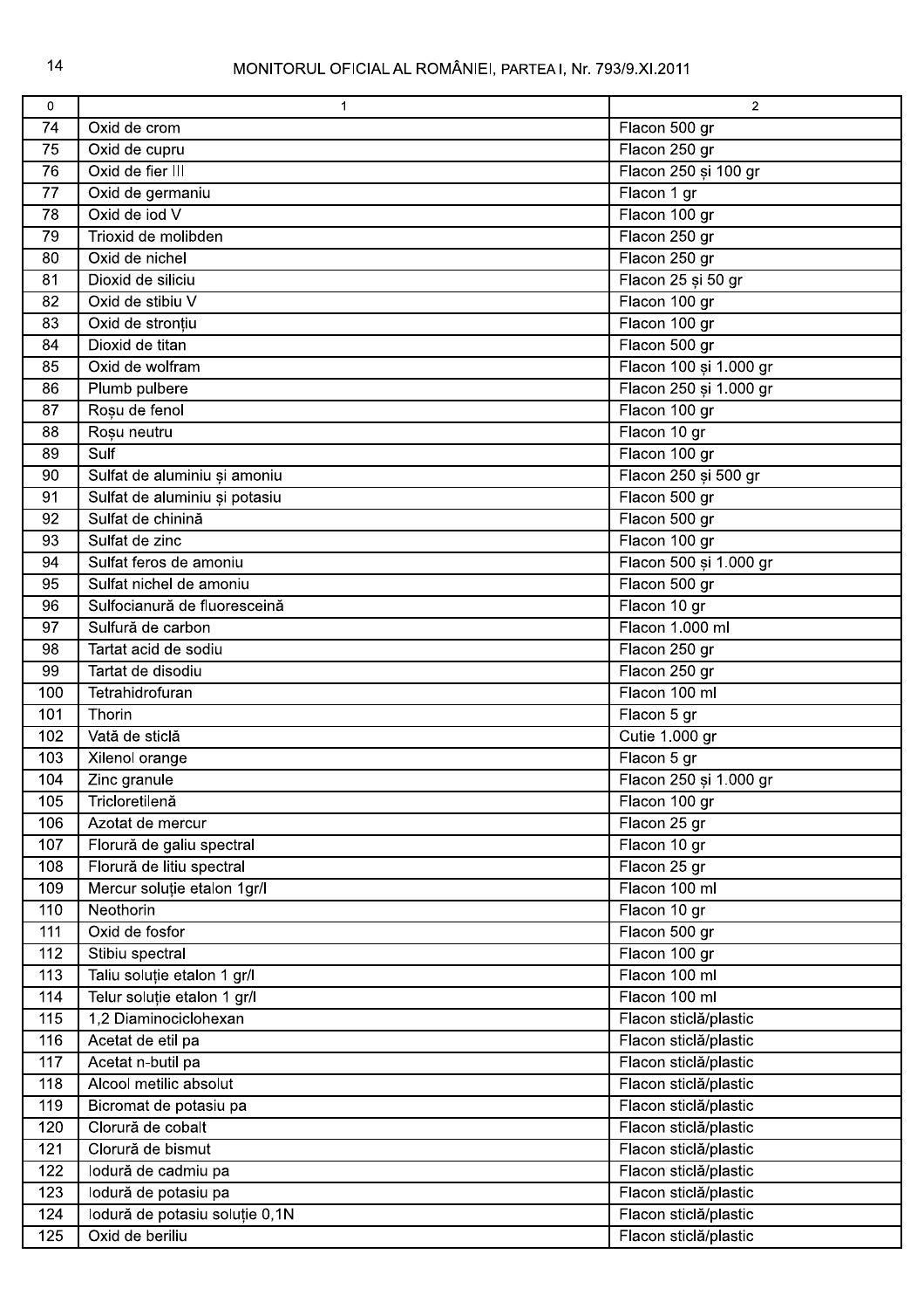| 0 | 1 | 2 |
|---|---|---|
| 74 | Oxid de crom | Flacon 500 gr |
| 75 | Oxid de cupru | Flacon 250 gr |
| 76 | Oxid de fier III | Flacon 250 și 100 gr |
| 77 | Oxid de germaniu | Flacon 1 gr |
| 78 | Oxid de iod V | Flacon 100 gr |
| 79 | Trioxid de molibden | Flacon 250 gr |
| 80 | Oxid de nichel | Flacon 250 gr |
| 81 | Dioxid de siliciu | Flacon 25 și 50 gr |
| 82 | Oxid de stibiu V | Flacon 100 gr |
| 83 | Oxid de stronțiu | Flacon 100 gr |
| 84 | Dioxid de titan | Flacon 500 gr |
| 85 | Oxid de wolfram | Flacon 100 și 1.000 gr |
| 86 | Plumb pulbere | Flacon 250 și 1.000 gr |
| 87 | Roșu de fenol | Flacon 100 gr |
| 88 | Roșu neutru | Flacon 10 gr |
| 89 | Sulf | Flacon 100 gr |
| 90 | Sulfat de aluminiu și amoniu | Flacon 250 și 500 gr |
| 91 | Sulfat de aluminiu și potasiu | Flacon 500 gr |
| 92 | Sulfat de chinină | Flacon 500 gr |
| 93 | Sulfat de zinc | Flacon 100 gr |
| 94 | Sulfat feros de amoniu | Flacon 500 și 1.000 gr |
| 95 | Sulfat nichel de amoniu | Flacon 500 gr |
| 96 | Sulfocianură de fluoresceină | Flacon 10 gr |
| 97 | Sulfură de carbon | Flacon 1.000 ml |
| 98 | Tartat acid de sodiu | Flacon 250 gr |
| 99 | Tartat de disodiu | Flacon 250 gr |
| 100 | Tetrahidrofuran | Flacon 100 ml |
| 101 | Thorin | Flacon 5 gr |
| 102 | Vată de sticlă | Cutie 1.000 gr |
| 103 | Xilenol orange | Flacon 5 gr |
| 104 | Zinc granule | Flacon 250 și 1.000 gr |
| 105 | Tricloretilenă | Flacon 100 gr |
| 106 | Azotat de mercur | Flacon 25 gr |
| 107 | Florură de galiu spectral | Flacon 10 gr |
| 108 | Florură de litiu spectral | Flacon 25 gr |
| 109 | Mercur soluție etalon 1gr/l | Flacon 100 ml |
| 110 | Neothorin | Flacon 10 gr |
| 111 | Oxid de fosfor | Flacon 500 gr |
| 112 | Stibiu spectral | Flacon 100 gr |
| 113 | Taliu soluție etalon 1 gr/l | Flacon 100 ml |
| 114 | Telur soluție etalon 1 gr/l | Flacon 100 ml |
| 115 | 1,2 Diaminociclohexan | Flacon sticlă/plastic |
| 116 | Acetat de etil pa | Flacon sticlă/plastic |
| 117 | Acetat n-butil pa | Flacon sticlă/plastic |
| 118 | Alcool metilic absolut | Flacon sticlă/plastic |
| 119 | Bicromat de potasiu pa | Flacon sticlă/plastic |
| 120 | Clorură de cobalt | Flacon sticlă/plastic |
| 121 | Clorură de bismut | Flacon sticlă/plastic |
| 122 | Iodură de cadmiu pa | Flacon sticlă/plastic |
| 123 | Iodură de potasiu pa | Flacon sticlă/plastic |
| 124 | Iodură de potasiu soluție 0,1N | Flacon sticlă/plastic |
| 125 | Oxid de beriliu | Flacon sticlă/plastic |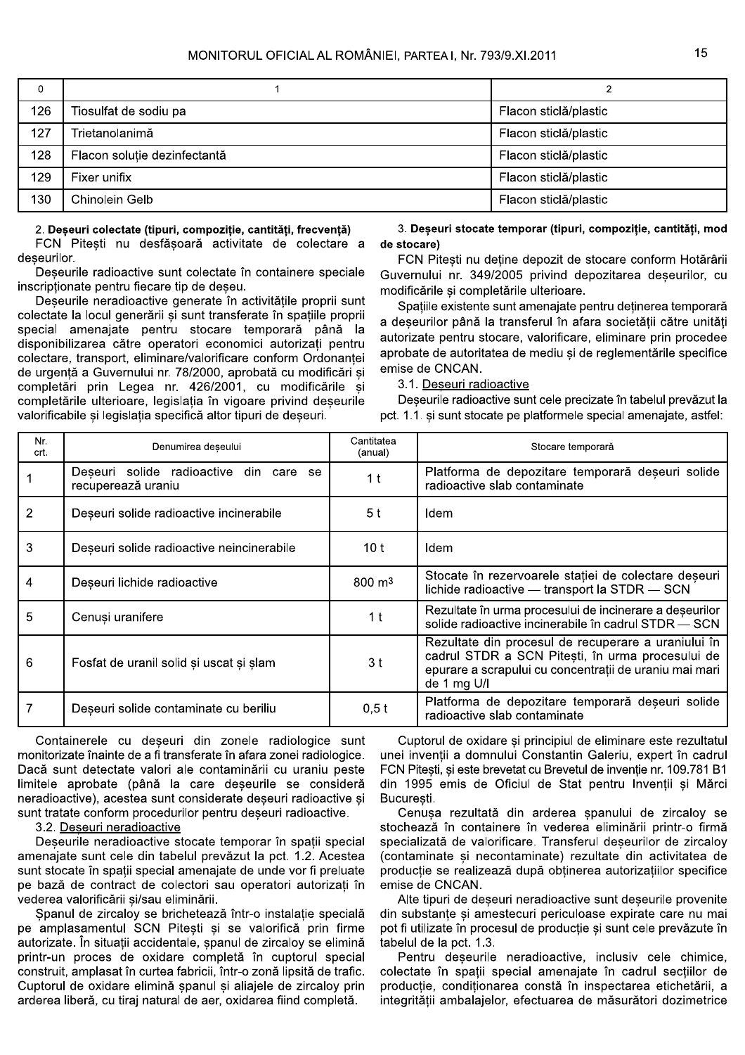| 0 | 1 | 2 |
|---|---|---|
| 126 | Tiosulfat de sodiu pa | Flacon sticlă/plastic |
| 127 | Trietanolanimă | Flacon sticlă/plastic |
| 128 | Flacon soluție dezinfectantă | Flacon sticlă/plastic |
| 129 | Fixer unifix | Flacon sticlă/plastic |
| 130 | Chinolein Gelb | Flacon sticlă/plastic |

**2. Deșeuri colectate (tipuri, compoziție, cantități, frecvență)**

FCN Pitești nu desfășoară activitate de colectare a deșeurilor.

Deșeurile radioactive sunt colectate în containere speciale inscripționate pentru fiecare tip de deșeu.

Deșeurile neradioactive generate în activitățile proprii sunt colectate la locul generării și sunt transferate în spațiile proprii special amenajate pentru stocare temporară până la disponibilizarea către operatori economici autorizați pentru colectare, transport, eliminare/valorificare conform Ordonanței de urgență a Guvernului nr. 78/2000, aprobată cu modificări și completări prin Legea nr. 426/2001, cu modificările și completările ulterioare, legislația în vigoare privind deșeurile valorificabile și legislația specifică altor tipuri de deșeuri.

**3. Deșeuri stocate temporar (tipuri, compoziție, cantități, mod de stocare)**

FCN Pitești nu deține depozit de stocare conform Hotărârii Guvernului nr. 349/2005 privind depozitarea deșeurilor, cu modificările și completările ulterioare.

Spațiile existente sunt amenajate pentru deținerea temporară a deșeurilor până la transferul în afara societății către unități autorizate pentru stocare, valorificare, eliminare prin procedee aprobate de autoritatea de mediu și de reglementările specifice emise de CNCAN.

3.1. Deșeuri radioactive

Deșeurile radioactive sunt cele precizate în tabelul prevăzut la pct. 1.1. și sunt stocate pe platformele special amenajate, astfel:

| Nr. crt. | Denumirea deșeului | Cantitatea (anual) | Stocare temporară |
|---|---|---|---|
| 1 | Deșeuri solide radioactive din care se recuperează uraniu | 1 t | Platforma de depozitare temporară deșeuri solide radioactive slab contaminate |
| 2 | Deșeuri solide radioactive incinerabile | 5 t | Idem |
| 3 | Deșeuri solide radioactive neincinerabile | 10 t | Idem |
| 4 | Deșeuri lichide radioactive | 800 m³ | Stocate în rezervoarele stației de colectare deșeuri lichide radioactive — transport la STDR — SCN |
| 5 | Cenuși uranifere | 1 t | Rezultate în urma procesului de incinerare a deșeurilor solide radioactive incinerabile în cadrul STDR — SCN |
| 6 | Fosfat de uranil solid și uscat și șlam | 3 t | Rezultate din procesul de recuperare a uraniului în cadrul STDR a SCN Pitești, în urma procesului de epurare a scrapului cu concentrații de uraniu mai mari de 1 mg U/l |
| 7 | Deșeuri solide contaminate cu beriliu | 0,5 t | Platforma de depozitare temporară deșeuri solide radioactive slab contaminate |

Containerele cu deșeuri din zonele radiologice sunt monitorizate înainte de a fi transferate în afara zonei radiologice. Dacă sunt detectate valori ale contaminării cu uraniu peste limitele aprobate (până la care deșeurile se consideră neradioactive), acestea sunt considerate deșeuri radioactive și sunt tratate conform procedurilor pentru deșeuri radioactive.

3.2. Deșeuri neradioactive

Deșeurile neradioactive stocate temporar în spații special amenajate sunt cele din tabelul prevăzut la pct. 1.2. Acestea sunt stocate în spații special amenajate de unde vor fi preluate pe bază de contract de colectori sau operatori autorizați în vederea valorificării și/sau eliminării.

Șpanul de zircaloy se brichetează într-o instalație specială pe amplasamentul SCN Pitești și se valorifică prin firme autorizate. În situații accidentale, șpanul de zircaloy se elimină printr-un proces de oxidare completă în cuptorul special construit, amplasat în curtea fabricii, într-o zonă lipsită de trafic. Cuptorul de oxidare elimină șpanul și aliajele de zircaloy prin arderea liberă, cu tiraj natural de aer, oxidarea fiind completă.

Cuptorul de oxidare și principiul de eliminare este rezultatul unei invenții a domnului Constantin Galeriu, expert în cadrul FCN Pitești, și este brevetat cu Brevetul de invenție nr. 109.781 B1 din 1995 emis de Oficiul de Stat pentru Invenții și Mărci București.

Cenușa rezultată din arderea șpanului de zircaloy se stochează în containere în vederea eliminării printr-o firmă specializată de valorificare. Transferul deșeurilor de zircaloy (contaminate și necontaminate) rezultate din activitatea de producție se realizează după obținerea autorizațiilor specifice emise de CNCAN.

Alte tipuri de deșeuri neradioactive sunt deșeurile provenite din substanțe și amestecuri periculoase expirate care nu mai pot fi utilizate în procesul de producție și sunt cele prevăzute în tabelul de la pct. 1.3.

Pentru deșeurile neradioactive, inclusiv cele chimice, colectate în spații special amenajate în cadrul secțiilor de producție, condiționarea constă în inspectarea etichetării, a integrității ambalajelor, efectuarea de măsurători dozimetrice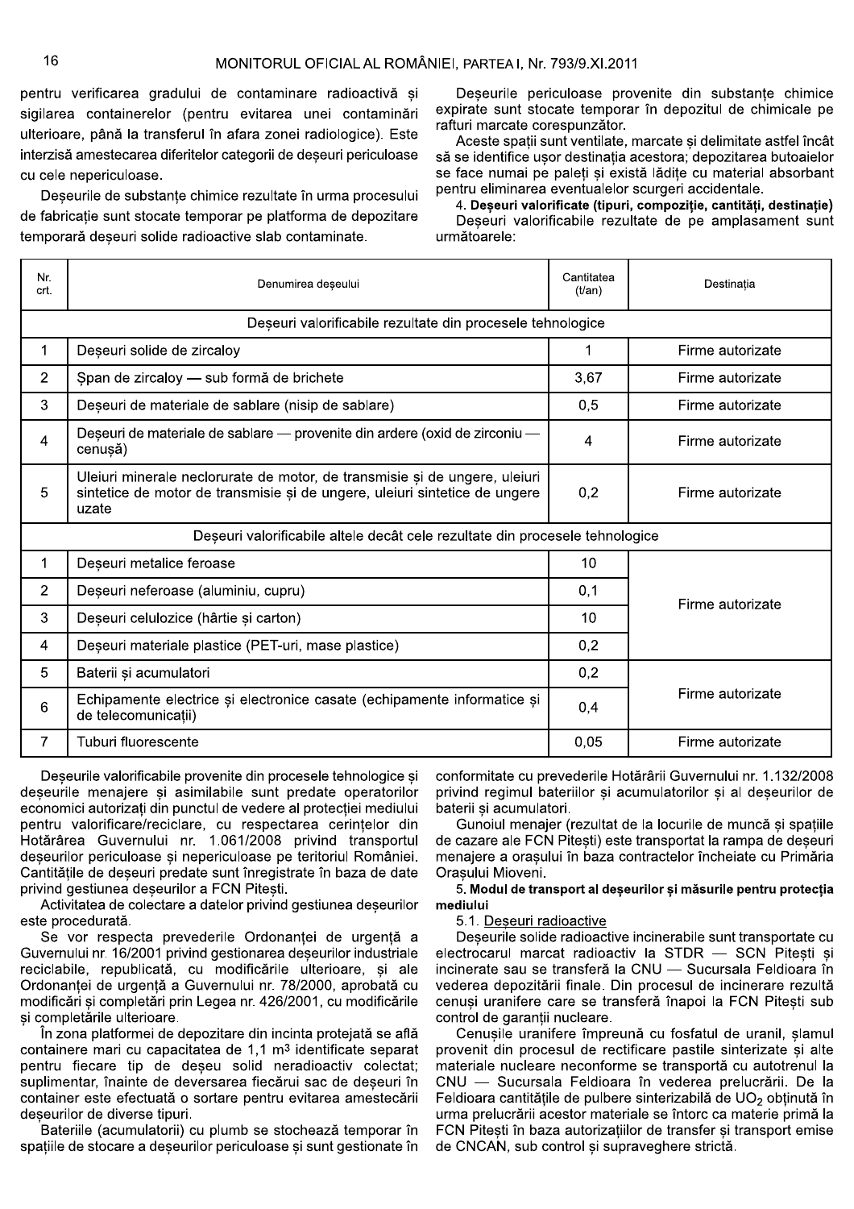pentru verificarea gradului de contaminare radioactivă și sigilarea containerelor (pentru evitarea unei contaminări ulterioare, până la transferul în afara zonei radiologice). Este interzisă amestecarea diferitelor categorii de deșeuri periculoase cu cele nepericuloase.

Deșeurile de substanțe chimice rezultate în urma procesului de fabricație sunt stocate temporar pe platforma de depozitare temporară deșeuri solide radioactive slab contaminate.

Deșeurile periculoase provenite din substanțe chimice expirate sunt stocate temporar în depozitul de chimicale pe rafturi marcate corespunzător.

Aceste spații sunt ventilate, marcate și delimitate astfel încât să se identifice ușor destinația acestora; depozitarea butoaielor se face numai pe paleți și există lădițe cu material absorbant pentru eliminarea eventualelor scurgeri accidentale.

4. **Deșeuri valorificate (tipuri, compoziție, cantități, destinație)**

Deșeuri valorificabile rezultate de pe amplasament sunt următoarele:

| Nr. crt. | Denumirea deșeului | Cantitatea (t/an) | Destinația |
|---|---|---|---|
| Deșeuri valorificabile rezultate din procesele tehnologice | | | |
| 1 | Deșeuri solide de zircaloy | 1 | Firme autorizate |
| 2 | Șpan de zircaloy — sub formă de brichete | 3,67 | Firme autorizate |
| 3 | Deșeuri de materiale de sablare (nisip de sablare) | 0,5 | Firme autorizate |
| 4 | Deșeuri de materiale de sablare — provenite din ardere (oxid de zirconiu — cenușă) | 4 | Firme autorizate |
| 5 | Uleiuri minerale neclorurate de motor, de transmisie și de ungere, uleiuri sintetice de motor de transmisie și de ungere, uleiuri sintetice de ungere uzate | 0,2 | Firme autorizate |
| Deșeuri valorificabile altele decât cele rezultate din procesele tehnologice | | | |
| 1 | Deșeuri metalice feroase | 10 | Firme autorizate |
| 2 | Deșeuri neferoase (aluminiu, cupru) | 0,1 | |
| 3 | Deșeuri celulozice (hârtie și carton) | 10 | |
| 4 | Deșeuri materiale plastice (PET-uri, mase plastice) | 0,2 | |
| 5 | Baterii și acumulatori | 0,2 | Firme autorizate |
| 6 | Echipamente electrice și electronice casate (echipamente informatice și de telecomunicații) | 0,4 | |
| 7 | Tuburi fluorescente | 0,05 | Firme autorizate |

Deșeurile valorificabile provenite din procesele tehnologice și deșeurile menajere și asimilabile sunt predate operatorilor economici autorizați din punctul de vedere al protecției mediului pentru valorificare/reciclare, cu respectarea cerințelor din Hotărârea Guvernului nr. 1.061/2008 privind transportul deșeurilor periculoase și nepericuloase pe teritoriul României. Cantitățile de deșeuri predate sunt înregistrate în baza de date privind gestiunea deșeurilor a FCN Pitești.

Activitatea de colectare a datelor privind gestiunea deșeurilor este procedurată.

Se vor respecta prevederile Ordonanței de urgență a Guvernului nr. 16/2001 privind gestionarea deșeurilor industriale reciclabile, republicată, cu modificările ulterioare, și ale Ordonanței de urgență a Guvernului nr. 78/2000, aprobată cu modificări și completări prin Legea nr. 426/2001, cu modificările și completările ulterioare.

În zona platformei de depozitare din incinta protejată se află containere mari cu capacitatea de 1,1 m$^3$ identificate separat pentru fiecare tip de deșeu solid neradioactiv colectat; suplimentar, înainte de deversarea fiecărui sac de deșeuri în container este efectuată o sortare pentru evitarea amestecării deșeurilor de diverse tipuri.

Bateriile (acumulatorii) cu plumb se stochează temporar în spațiile de stocare a deșeurilor periculoase și sunt gestionate în conformitate cu prevederile Hotărârii Guvernului nr. 1.132/2008 privind regimul bateriilor și acumulatorilor și al deșeurilor de baterii și acumulatori.

Gunoiul menajer (rezultat de la locurile de muncă și spațiile de cazare ale FCN Pitești) este transportat la rampa de deșeuri menajere a orașului în baza contractelor încheiate cu Primăria Orașului Mioveni.

5. **Modul de transport al deșeurilor și măsurile pentru protecția mediului**

5.1. Deșeuri radioactive

Deșeurile solide radioactive incinerabile sunt transportate cu electrocarul marcat radioactiv la STDR — SCN Pitești și incinerate sau se transferă la CNU — Sucursala Feldioara în vederea depozitării finale. Din procesul de incinerare rezultă cenuși uranifere care se transferă înapoi la FCN Pitești sub control de garanții nucleare.

Cenușile uranifere împreună cu fosfatul de uranil, șlamul provenit din procesul de rectificare pastile sinterizate și alte materiale nucleare neconforme se transportă cu autotrenul la CNU — Sucursala Feldioara în vederea prelucrării. De la Feldioara cantitățile de pulbere sinterizabilă de $UO_2$ obținută în urma prelucrării acestor materiale se întorc ca materie primă la FCN Pitești în baza autorizațiilor de transfer și transport emise de CNCAN, sub control și supraveghere strictă.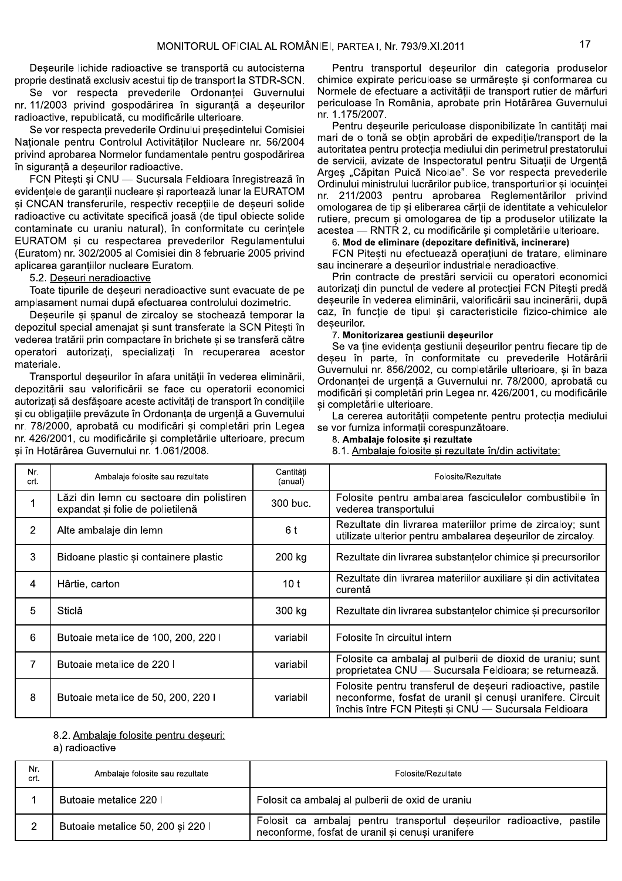Deșeurile lichide radioactive se transportă cu autocisterna proprie destinată exclusiv acestui tip de transport la STDR-SCN.

Se vor respecta prevederile Ordonanței Guvernului nr. 11/2003 privind gospodărirea în siguranță a deșeurilor radioactive, republicată, cu modificările ulterioare.

Se vor respecta prevederile Ordinului președintelui Comisiei Naționale pentru Controlul Activităților Nucleare nr. 56/2004 privind aprobarea Normelor fundamentale pentru gospodărirea în siguranță a deșeurilor radioactive.

FCN Pitești și CNU — Sucursala Feldioara înregistrează în evidențele de garanții nucleare și raportează lunar la EURATOM și CNCAN transferurile, respectiv recepțiile de deșeuri solide radioactive cu activitate specifică joasă (de tipul obiecte solide contaminate cu uraniu natural), în conformitate cu cerințele EURATOM și cu respectarea prevederilor Regulamentului (Euratom) nr. 302/2005 al Comisiei din 8 februarie 2005 privind aplicarea garanțiilor nucleare Euratom.

5.2. Deșeuri neradioactive

Toate tipurile de deșeuri neradioactive sunt evacuate de pe amplasament numai după efectuarea controlului dozimetric.

Deșeurile și șpanul de zircaloy se stochează temporar la depozitul special amenajat și sunt transferate la SCN Pitești în vederea tratării prin compactare în brichete și se transferă către operatori autorizați, specializați în recuperarea acestor materiale.

Transportul deșeurilor în afara unității în vederea eliminării, depozitării sau valorificării se face cu operatorii economici autorizați să desfășoare aceste activități de transport în condițiile și cu obligațiile prevăzute în Ordonanța de urgență a Guvernului nr. 78/2000, aprobată cu modificări și completări prin Legea nr. 426/2001, cu modificările și completările ulterioare, precum și în Hotărârea Guvernului nr. 1.061/2008.

Pentru transportul deșeurilor din categoria produselor chimice expirate periculoase se urmărește și conformarea cu Normele de efectuare a activității de transport rutier de mărfuri periculoase în România, aprobate prin Hotărârea Guvernului nr. 1.175/2007.

Pentru deșeurile periculoase disponibilizate în cantități mai mari de o tonă se obțin aprobări de expediție/transport de la autoritatea pentru protecția mediului din perimetrul prestatorului de servicii, avizate de Inspectoratul pentru Situații de Urgență Argeș „Căpitan Puică Nicolae". Se vor respecta prevederile Ordinului ministrului lucrărilor publice, transporturilor și locuinței nr. 211/2003 pentru aprobarea Reglementărilor privind omologarea de tip și eliberarea cărții de identitate a vehiculelor rutiere, precum și omologarea de tip a produselor utilizate la acestea — RNTR 2, cu modificările și completările ulterioare.

**6. Mod de eliminare (depozitare definitivă, incinerare)**

FCN Pitești nu efectuează operațiuni de tratare, eliminare sau incinerare a deșeurilor industriale neradioactive.

Prin contracte de prestări servicii cu operatori economici autorizați din punctul de vedere al protecției FCN Pitești predă deșeurile în vederea eliminării, valorificării sau incinerării, după caz, în funcție de tipul și caracteristicile fizico-chimice ale deșeurilor.

**7. Monitorizarea gestiunii deșeurilor**

Se va ține evidența gestiunii deșeurilor pentru fiecare tip de deșeu în parte, în conformitate cu prevederile Hotărârii Guvernului nr. 856/2002, cu completările ulterioare, și în baza Ordonanței de urgență a Guvernului nr. 78/2000, aprobată cu modificări și completări prin Legea nr. 426/2001, cu modificările și completările ulterioare.

La cererea autorității competente pentru protecția mediului se vor furniza informații corespunzătoare.

**8. Ambalaje folosite și rezultate**

8.1. Ambalaje folosite și rezultate în/din activitate:

| Nr. crt. | Ambalaje folosite sau rezultate | Cantități (anual) | Folosite/Rezultate |
|---|---|---|---|
| 1 | Lăzi din lemn cu sectoare din polistiren expandat și folie de polietilenă | 300 buc. | Folosite pentru ambalarea fasciculelor combustibile în vederea transportului |
| 2 | Alte ambalaje din lemn | 6 t | Rezultate din livrarea materiilor prime de zircaloy; sunt utilizate ulterior pentru ambalarea deșeurilor de zircaloy. |
| 3 | Bidoane plastic și containere plastic | 200 kg | Rezultate din livrarea substanțelor chimice și precursorilor |
| 4 | Hârtie, carton | 10 t | Rezultate din livrarea materiilor auxiliare și din activitatea curentă |
| 5 | Sticlă | 300 kg | Rezultate din livrarea substanțelor chimice și precursorilor |
| 6 | Butoaie metalice de 100, 200, 220 l | variabil | Folosite în circuitul intern |
| 7 | Butoaie metalice de 220 l | variabil | Folosite ca ambalaj al pulberii de dioxid de uraniu; sunt proprietatea CNU — Sucursala Feldioara; se returnează. |
| 8 | Butoaie metalice de 50, 200, 220 l | variabil | Folosite pentru transferul de deșeuri radioactive, pastile neconforme, fosfat de uranil și cenuși uranifere. Circuit închis între FCN Pitești și CNU — Sucursala Feldioara |

8.2. Ambalaje folosite pentru deșeuri:

a) radioactive

| Nr. crt. | Ambalaje folosite sau rezultate | Folosite/Rezultate |
|---|---|---|
| 1 | Butoaie metalice 220 l | Folosit ca ambalaj al pulberii de oxid de uraniu |
| 2 | Butoaie metalice 50, 200 și 220 l | Folosit ca ambalaj pentru transportul deșeurilor radioactive, pastile neconforme, fosfat de uranil și cenuși uranifere |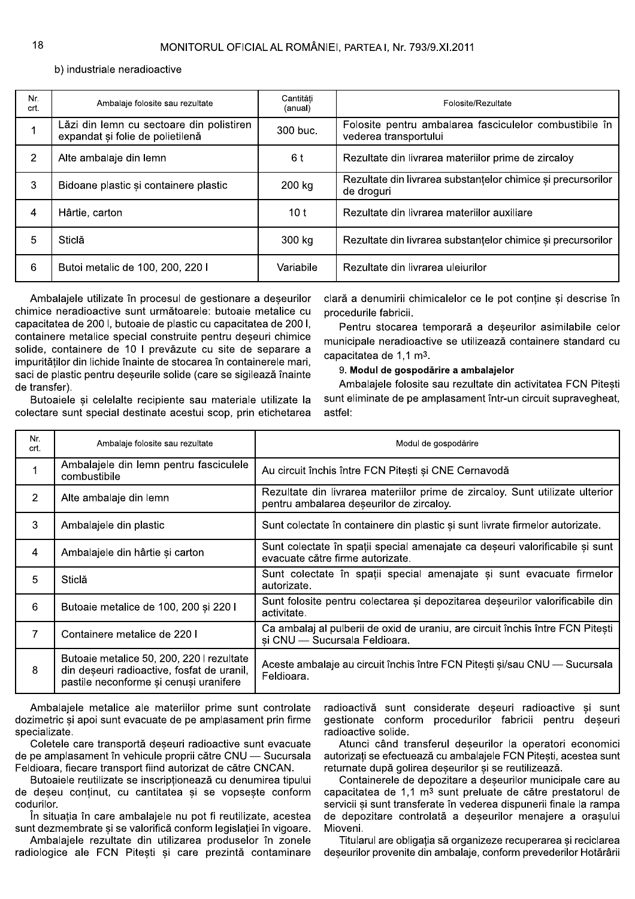b) industriale neradioactive

| Nr. crt. | Ambalaje folosite sau rezultate | Cantități (anual) | Folosite/Rezultate |
|---|---|---|---|
| 1 | Lăzi din lemn cu sectoare din polistiren expandat și folie de polietilenă | 300 buc. | Folosite pentru ambalarea fasciculelor combustibile în vederea transportului |
| 2 | Alte ambalaje din lemn | 6 t | Rezultate din livrarea materiilor prime de zircaloy |
| 3 | Bidoane plastic și containere plastic | 200 kg | Rezultate din livrarea substanțelor chimice și precursorilor de droguri |
| 4 | Hârtie, carton | 10 t | Rezultate din livrarea materiilor auxiliare |
| 5 | Sticlă | 300 kg | Rezultate din livrarea substanțelor chimice și precursorilor |
| 6 | Butoi metalic de 100, 200, 220 l | Variabile | Rezultate din livrarea uleiurilor |

Ambalajele utilizate în procesul de gestionare a deșeurilor chimice neradioactive sunt următoarele: butoaie metalice cu capacitatea de 200 l, butoaie de plastic cu capacitatea de 200 l, containere metalice special construite pentru deșeuri chimice solide, containere de 10 l prevăzute cu site de separare a impurităților din lichide înainte de stocarea în containerele mari, saci de plastic pentru deșeurile solide (care se sigilează înainte de transfer).

Butoaiele și celelalte recipiente sau materiale utilizate la colectare sunt special destinate acestui scop, prin etichetarea clară a denumirii chimicalelor ce le pot conține și descrise în procedurile fabricii.

Pentru stocarea temporară a deșeurilor asimilabile celor municipale neradioactive se utilizează containere standard cu capacitatea de 1,1 m$^3$.

9. **Modul de gospodărire a ambalajelor**

Ambalajele folosite sau rezultate din activitatea FCN Pitești sunt eliminate de pe amplasament într-un circuit supravegheat, astfel:

| Nr. crt. | Ambalaje folosite sau rezultate | Modul de gospodărire |
|---|---|---|
| 1 | Ambalajele din lemn pentru fasciculele combustibile | Au circuit închis între FCN Pitești și CNE Cernavodă |
| 2 | Alte ambalaje din lemn | Rezultate din livrarea materiilor prime de zircaloy. Sunt utilizate ulterior pentru ambalarea deșeurilor de zircaloy. |
| 3 | Ambalajele din plastic | Sunt colectate în containere din plastic și sunt livrate firmelor autorizate. |
| 4 | Ambalajele din hârtie și carton | Sunt colectate în spații special amenajate ca deșeuri valorificabile și sunt evacuate către firme autorizate. |
| 5 | Sticlă | Sunt colectate în spații special amenajate și sunt evacuate firmelor autorizate. |
| 6 | Butoaie metalice de 100, 200 și 220 l | Sunt folosite pentru colectarea și depozitarea deșeurilor valorificabile din activitate. |
| 7 | Containere metalice de 220 l | Ca ambalaj al pulberii de oxid de uraniu, are circuit închis între FCN Pitești și CNU — Sucursala Feldioara. |
| 8 | Butoaie metalice 50, 200, 220 l rezultate din deșeuri radioactive, fosfat de uranil, pastile neconforme și cenuși uranifere | Aceste ambalaje au circuit închis între FCN Pitești și/sau CNU — Sucursala Feldioara. |

Ambalajele metalice ale materiilor prime sunt controlate dozimetric și apoi sunt evacuate de pe amplasament prin firme specializate.

Coletele care transportă deșeuri radioactive sunt evacuate de pe amplasament în vehicule proprii către CNU — Sucursala Feldioara, fiecare transport fiind autorizat de către CNCAN.

Butoaiele reutilizate se inscripționează cu denumirea tipului de deșeu conținut, cu cantitatea și se vopsește conform codurilor.

În situația în care ambalajele nu pot fi reutilizate, acestea sunt dezmembrate și se valorifică conform legislației în vigoare.

Ambalajele rezultate din utilizarea produselor în zonele radiologice ale FCN Pitești și care prezintă contaminare radioactivă sunt considerate deșeuri radioactive și sunt gestionate conform procedurilor fabricii pentru deșeuri radioactive solide.

Atunci când transferul deșeurilor la operatori economici autorizați se efectuează cu ambalajele FCN Pitești, acestea sunt returnate după golirea deșeurilor și se reutilizează.

Containerele de depozitare a deșeurilor municipale care au capacitatea de 1,1 m$^3$ sunt preluate de către prestatorul de servicii și sunt transferate în vederea dispunerii finale la rampa de depozitare controlată a deșeurilor menajere a orașului Mioveni.

Titularul are obligația să organizeze recuperarea și reciclarea deșeurilor provenite din ambalaje, conform prevederilor Hotărârii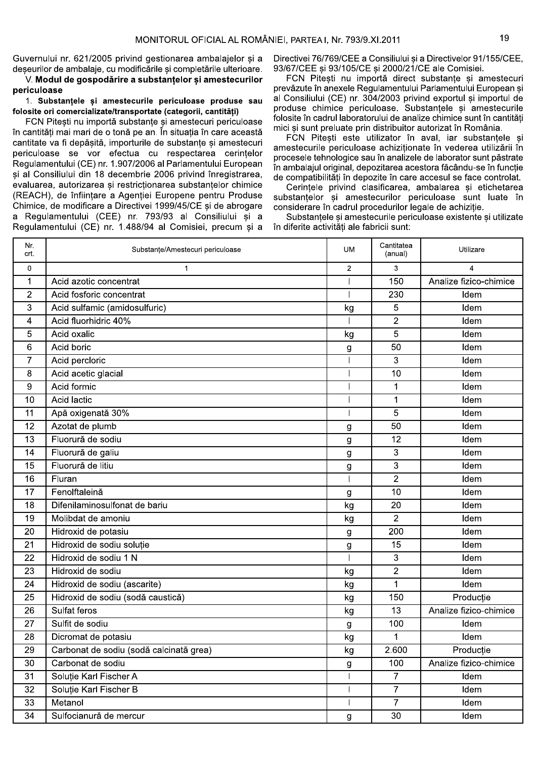Guvernului nr. 621/2005 privind gestionarea ambalajelor și a deșeurilor de ambalaje, cu modificările și completările ulterioare.

V. **Modul de gospodărire a substanțelor și amestecurilor periculoase**

1. **Substanțele și amestecurile periculoase produse sau folosite ori comercializate/transportate (categorii, cantități)**

FCN Pitești nu importă substanțe și amestecuri periculoase în cantități mai mari de o tonă pe an. În situația în care această cantitate va fi depășită, importurile de substanțe și amestecuri periculoase se vor efectua cu respectarea cerințelor Regulamentului (CE) nr. 1.907/2006 al Parlamentului European și al Consiliului din 18 decembrie 2006 privind înregistrarea, evaluarea, autorizarea și restricționarea substanțelor chimice (REACH), de înființare a Agenției Europene pentru Produse Chimice, de modificare a Directivei 1999/45/CE și de abrogare a Regulamentului (CEE) nr. 793/93 al Consiliului și a Regulamentului (CE) nr. 1.488/94 al Comisiei, precum și a Directivei 76/769/CEE a Consiliului și a Directivelor 91/155/CEE, 93/67/CEE și 93/105/CE și 2000/21/CE ale Comisiei.

FCN Pitești nu importă direct substanțe și amestecuri prevăzute în anexele Regulamentului Parlamentului European și al Consiliului (CE) nr. 304/2003 privind exportul și importul de produse chimice periculoase. Substanțele și amestecurile folosite în cadrul laboratorului de analize chimice sunt în cantități mici și sunt preluate prin distribuitor autorizat în România.

FCN Pitești este utilizator în aval, iar substanțele și amestecurile periculoase achiziționate în vederea utilizării în procesele tehnologice sau în analizele de laborator sunt păstrate în ambalajul original, depozitarea acestora făcându-se în funcție de compatibilități în depozite în care accesul se face controlat.

Cerințele privind clasificarea, ambalarea și etichetarea substanțelor și amestecurilor periculoase sunt luate în considerare în cadrul procedurilor legale de achiziție.

Substanțele și amestecurile periculoase existente și utilizate în diferite activități ale fabricii sunt:

| Nr. crt. | Substanțe/Amestecuri periculoase | UM | Cantitatea (anual) | Utilizare |
|---|---|---|---|---|
| 0 | 1 | 2 | 3 | 4 |
| 1 | Acid azotic concentrat | l | 150 | Analize fizico-chimice |
| 2 | Acid fosforic concentrat | l | 230 | Idem |
| 3 | Acid sulfamic (amidosulfuric) | kg | 5 | Idem |
| 4 | Acid fluorhidric 40% | l | 2 | Idem |
| 5 | Acid oxalic | kg | 5 | Idem |
| 6 | Acid boric | g | 50 | Idem |
| 7 | Acid percloric | l | 3 | Idem |
| 8 | Acid acetic glacial | l | 10 | Idem |
| 9 | Acid formic | l | 1 | Idem |
| 10 | Acid lactic | l | 1 | Idem |
| 11 | Apă oxigenată 30% | l | 5 | Idem |
| 12 | Azotat de plumb | g | 50 | Idem |
| 13 | Fluorură de sodiu | g | 12 | Idem |
| 14 | Fluorură de galiu | g | 3 | Idem |
| 15 | Fluorură de litiu | g | 3 | Idem |
| 16 | Fluran | l | 2 | Idem |
| 17 | Fenolftaleină | g | 10 | Idem |
| 18 | Difenilaminosulfonat de bariu | kg | 20 | Idem |
| 19 | Molibdat de amoniu | kg | 2 | Idem |
| 20 | Hidroxid de potasiu | g | 200 | Idem |
| 21 | Hidroxid de sodiu soluție | g | 15 | Idem |
| 22 | Hidroxid de sodiu 1 N | l | 3 | Idem |
| 23 | Hidroxid de sodiu | kg | 2 | Idem |
| 24 | Hidroxid de sodiu (ascarite) | kg | 1 | Idem |
| 25 | Hidroxid de sodiu (sodă caustică) | kg | 150 | Producție |
| 26 | Sulfat feros | kg | 13 | Analize fizico-chimice |
| 27 | Sulfit de sodiu | g | 100 | Idem |
| 28 | Dicromat de potasiu | kg | 1 | Idem |
| 29 | Carbonat de sodiu (sodă calcinată grea) | kg | 2.600 | Producție |
| 30 | Carbonat de sodiu | g | 100 | Analize fizico-chimice |
| 31 | Soluție Karl Fischer A | l | 7 | Idem |
| 32 | Soluție Karl Fischer B | l | 7 | Idem |
| 33 | Metanol | l | 7 | Idem |
| 34 | Sulfocianură de mercur | g | 30 | Idem |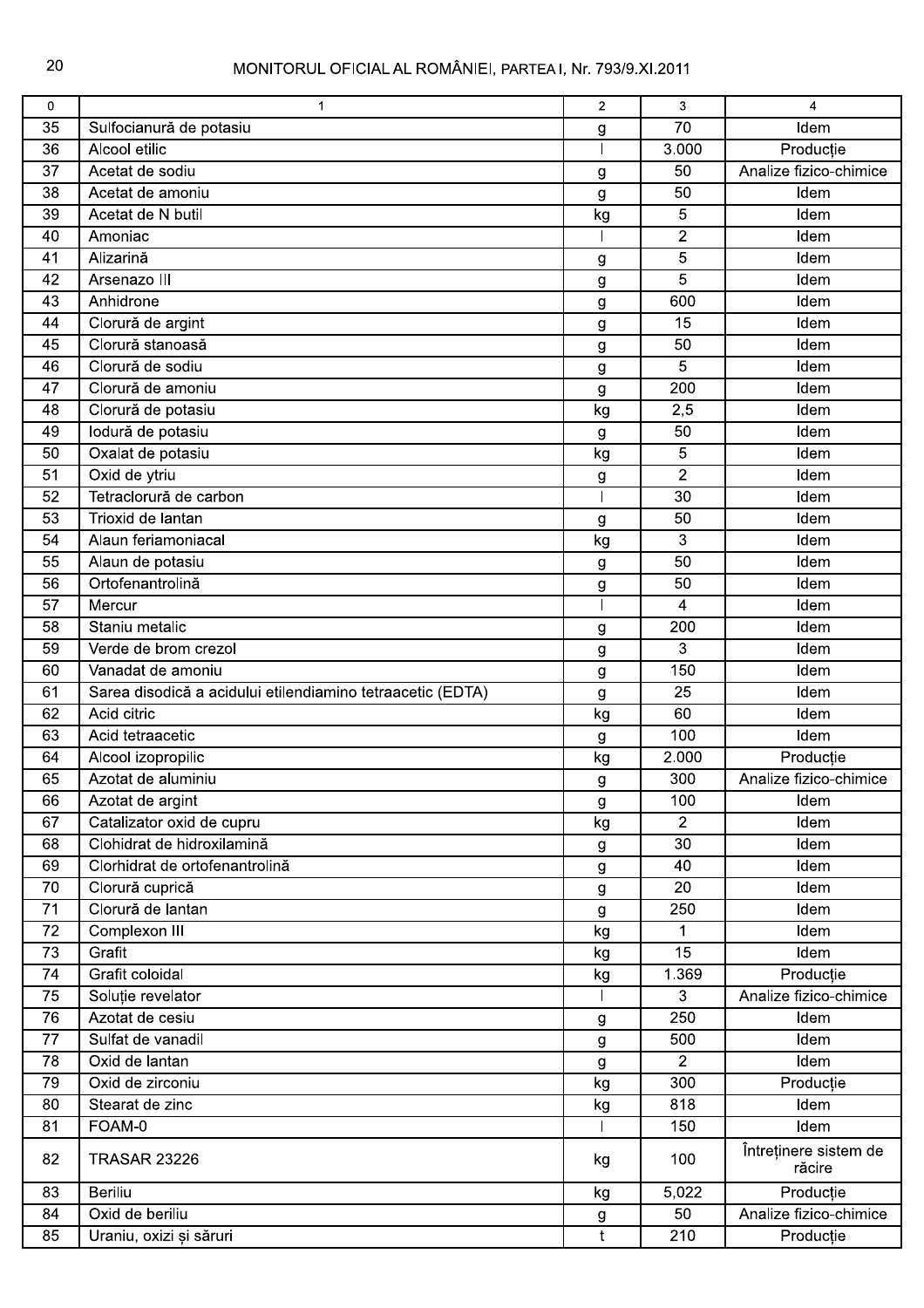| 0 | 1 | 2 | 3 | 4 |
|---|---|---|---|---|
| 35 | Sulfocianură de potasiu | g | 70 | Idem |
| 36 | Alcool etilic | l | 3.000 | Producție |
| 37 | Acetat de sodiu | g | 50 | Analize fizico-chimice |
| 38 | Acetat de amoniu | g | 50 | Idem |
| 39 | Acetat de N butil | kg | 5 | Idem |
| 40 | Amoniac | l | 2 | Idem |
| 41 | Alizarină | g | 5 | Idem |
| 42 | Arsenazo III | g | 5 | Idem |
| 43 | Anhidrone | g | 600 | Idem |
| 44 | Clorură de argint | g | 15 | Idem |
| 45 | Clorură stanoasă | g | 50 | Idem |
| 46 | Clorură de sodiu | g | 5 | Idem |
| 47 | Clorură de amoniu | g | 200 | Idem |
| 48 | Clorură de potasiu | kg | 2,5 | Idem |
| 49 | Iodură de potasiu | g | 50 | Idem |
| 50 | Oxalat de potasiu | kg | 5 | Idem |
| 51 | Oxid de ytriu | g | 2 | Idem |
| 52 | Tetraclorură de carbon | l | 30 | Idem |
| 53 | Trioxid de lantan | g | 50 | Idem |
| 54 | Alaun feriamoniacal | kg | 3 | Idem |
| 55 | Alaun de potasiu | g | 50 | Idem |
| 56 | Ortofenantrolină | g | 50 | Idem |
| 57 | Mercur | l | 4 | Idem |
| 58 | Staniu metalic | g | 200 | Idem |
| 59 | Verde de brom crezol | g | 3 | Idem |
| 60 | Vanadat de amoniu | g | 150 | Idem |
| 61 | Sarea disodică a acidului etilendiamino tetraacetic (EDTA) | g | 25 | Idem |
| 62 | Acid citric | kg | 60 | Idem |
| 63 | Acid tetraacetic | g | 100 | Idem |
| 64 | Alcool izopropilic | kg | 2.000 | Producție |
| 65 | Azotat de aluminiu | g | 300 | Analize fizico-chimice |
| 66 | Azotat de argint | g | 100 | Idem |
| 67 | Catalizator oxid de cupru | kg | 2 | Idem |
| 68 | Clohidrat de hidroxilamină | g | 30 | Idem |
| 69 | Clorhidrat de ortofenantrolină | g | 40 | Idem |
| 70 | Clorură cuprică | g | 20 | Idem |
| 71 | Clorură de lantan | g | 250 | Idem |
| 72 | Complexon III | kg | 1 | Idem |
| 73 | Grafit | kg | 15 | Idem |
| 74 | Grafit coloidal | kg | 1.369 | Producție |
| 75 | Soluție revelator | l | 3 | Analize fizico-chimice |
| 76 | Azotat de cesiu | g | 250 | Idem |
| 77 | Sulfat de vanadil | g | 500 | Idem |
| 78 | Oxid de lantan | g | 2 | Idem |
| 79 | Oxid de zirconiu | kg | 300 | Producție |
| 80 | Stearat de zinc | kg | 818 | Idem |
| 81 | FOAM-0 | l | 150 | Idem |
| 82 | TRASAR 23226 | kg | 100 | Întreținere sistem de răcire |
| 83 | Beriliu | kg | 5,022 | Producție |
| 84 | Oxid de beriliu | g | 50 | Analize fizico-chimice |
| 85 | Uraniu, oxizi și săruri | t | 210 | Producție |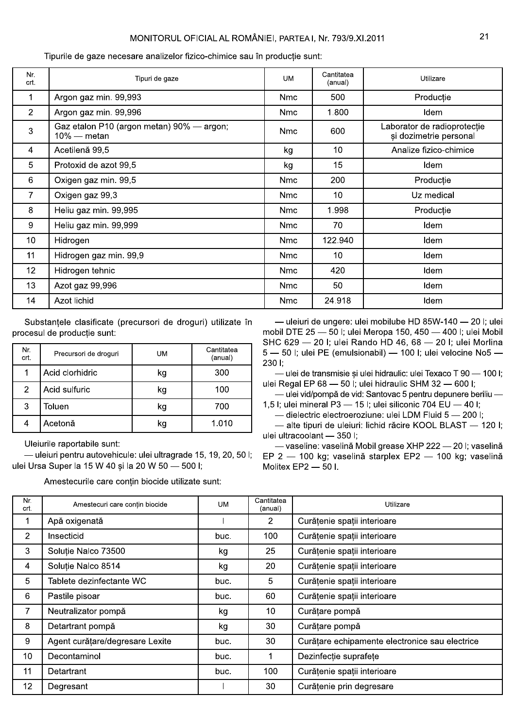Tipurile de gaze necesare analizelor fizico-chimice sau în producție sunt:

| Nr. crt. | Tipuri de gaze | UM | Cantitatea (anual) | Utilizare |
|---|---|---|---|---|
| 1 | Argon gaz min. 99,993 | Nmc | 500 | Producție |
| 2 | Argon gaz min. 99,996 | Nmc | 1.800 | Idem |
| 3 | Gaz etalon P10 (argon metan) 90% — argon; 10% — metan | Nmc | 600 | Laborator de radioprotecție și dozimetrie personal |
| 4 | Acetilenă 99,5 | kg | 10 | Analize fizico-chimice |
| 5 | Protoxid de azot 99,5 | kg | 15 | Idem |
| 6 | Oxigen gaz min. 99,5 | Nmc | 200 | Producție |
| 7 | Oxigen gaz 99,3 | Nmc | 10 | Uz medical |
| 8 | Heliu gaz min. 99,995 | Nmc | 1.998 | Producție |
| 9 | Heliu gaz min. 99,999 | Nmc | 70 | Idem |
| 10 | Hidrogen | Nmc | 122.940 | Idem |
| 11 | Hidrogen gaz min. 99,9 | Nmc | 10 | Idem |
| 12 | Hidrogen tehnic | Nmc | 420 | Idem |
| 13 | Azot gaz 99,996 | Nmc | 50 | Idem |
| 14 | Azot lichid | Nmc | 24.918 | Idem |

Substanțele clasificate (precursori de droguri) utilizate în procesul de producție sunt:

| Nr. crt. | Precursori de droguri | UM | Cantitatea (anual) |
|---|---|---|---|
| 1 | Acid clorhidric | kg | 300 |
| 2 | Acid sulfuric | kg | 100 |
| 3 | Toluen | kg | 700 |
| 4 | Acetonă | kg | 1.010 |

Uleiurile raportabile sunt:

— uleiuri pentru autovehicule: ulei ultragrade 15, 19, 20, 50 l; ulei Ursa Super la 15 W 40 și la 20 W 50 — 500 l;

— uleiuri de ungere: ulei mobilube HD 85W-140 — 20 l; ulei mobil DTE 25 — 50 l; ulei Meropa 150, 450 — 400 l; ulei Mobil SHC 629 — 20 l; ulei Rando HD 46, 68 — 20 l; ulei Morlina 5 — 50 l; ulei PE (emulsionabil) — 100 l; ulei velocine No5 — 230 l;

— ulei de transmisie și ulei hidraulic: ulei Texaco T 90 — 100 l; ulei Regal EP 68 — 50 l; ulei hidraulic SHM 32 — 600 l;

— ulei vid/pompă de vid: Santovac 5 pentru depunere beriliu — 1,5 l; ulei mineral P3 — 15 l; ulei siliconic 704 EU — 40 l;

— dielectric electroeroziune: ulei LDM Fluid 5 — 200 l;

— alte tipuri de uleiuri: lichid răcire KOOL BLAST — 120 l; ulei ultracoolant — 350 l;

— vaseline: vaselină Mobil grease XHP 222 — 20 l; vaselină EP 2 — 100 kg; vaselină starplex EP2 — 100 kg; vaselină Molitex EP2 — 50 l.

Amestecurile care conțin biocide utilizate sunt:

| Nr. crt. | Amestecuri care conțin biocide | UM | Cantitatea (anual) | Utilizare |
|---|---|---|---|---|
| 1 | Apă oxigenată | l | 2 | Curățenie spații interioare |
| 2 | Insecticid | buc. | 100 | Curățenie spații interioare |
| 3 | Soluție Nalco 73500 | kg | 25 | Curățenie spații interioare |
| 4 | Soluție Nalco 8514 | kg | 20 | Curățenie spații interioare |
| 5 | Tablete dezinfectante WC | buc. | 5 | Curățenie spații interioare |
| 6 | Pastile pisoar | buc. | 60 | Curățenie spații interioare |
| 7 | Neutralizator pompă | kg | 10 | Curățare pompă |
| 8 | Detartrant pompă | kg | 30 | Curățare pompă |
| 9 | Agent curățare/degresare Lexite | buc. | 30 | Curățare echipamente electronice sau electrice |
| 10 | Decontaminol | buc. | 1 | Dezinfecție suprafețe |
| 11 | Detartrant | buc. | 100 | Curățenie spații interioare |
| 12 | Degresant | l | 30 | Curățenie prin degresare |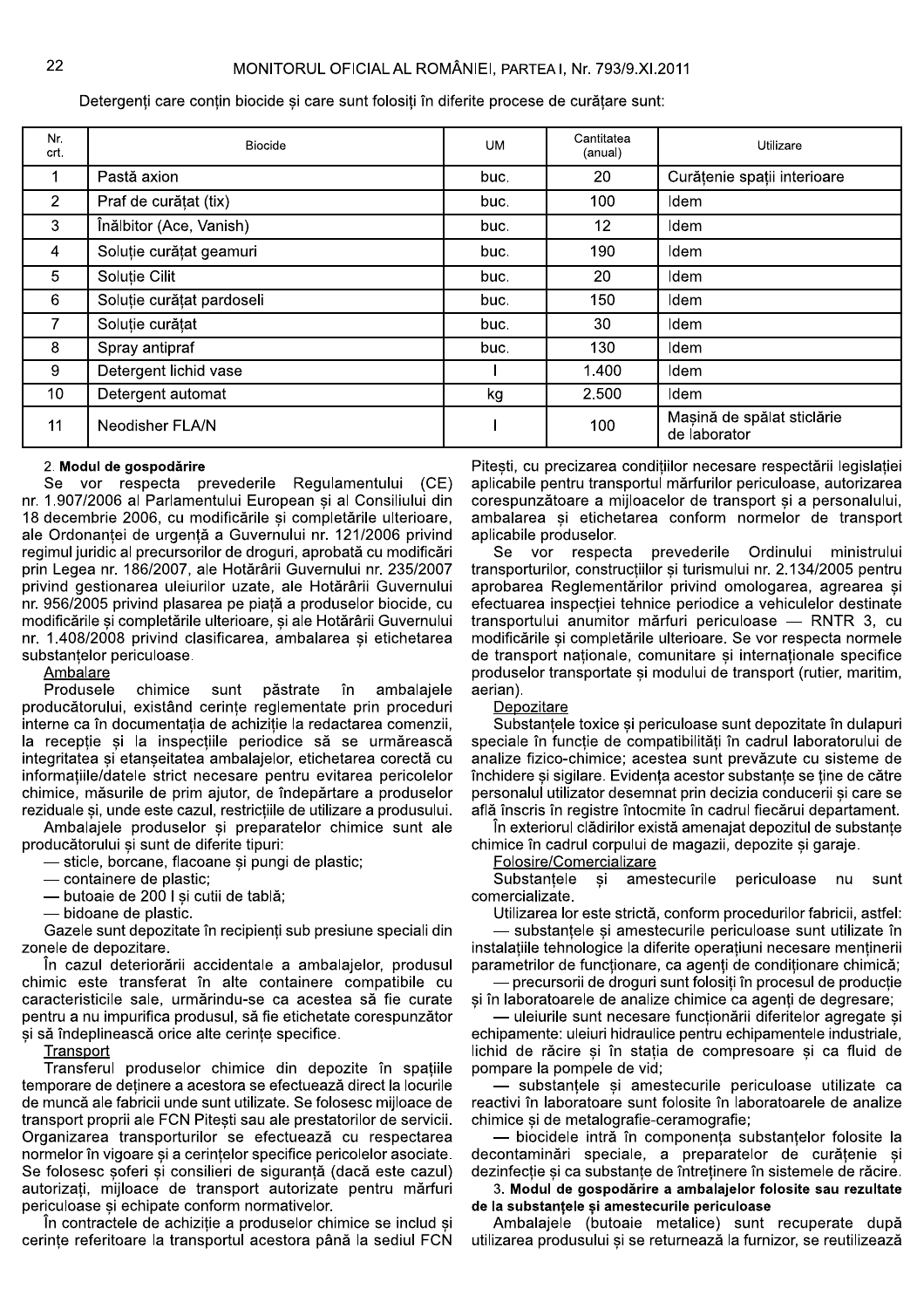Detergenți care conțin biocide și care sunt folosiți în diferite procese de curățare sunt:

| Nr. crt. | Biocide | UM | Cantitatea (anual) | Utilizare |
|---|---|---|---|---|
| 1 | Pastă axion | buc. | 20 | Curățenie spații interioare |
| 2 | Praf de curățat (tix) | buc. | 100 | Idem |
| 3 | Înălbitor (Ace, Vanish) | buc. | 12 | Idem |
| 4 | Soluție curățat geamuri | buc. | 190 | Idem |
| 5 | Soluție Cilit | buc. | 20 | Idem |
| 6 | Soluție curățat pardoseli | buc. | 150 | Idem |
| 7 | Soluție curățat | buc. | 30 | Idem |
| 8 | Spray antipraf | buc. | 130 | Idem |
| 9 | Detergent lichid vase | l | 1.400 | Idem |
| 10 | Detergent automat | kg | 2.500 | Idem |
| 11 | Neodisher FLA/N | l | 100 | Mașină de spălat sticlărie de laborator |

2. **Modul de gospodărire**

Se vor respecta prevederile Regulamentului (CE) nr. 1.907/2006 al Parlamentului European și al Consiliului din 18 decembrie 2006, cu modificările și completările ulterioare, ale Ordonanței de urgență a Guvernului nr. 121/2006 privind regimul juridic al precursorilor de droguri, aprobată cu modificări prin Legea nr. 186/2007, ale Hotărârii Guvernului nr. 235/2007 privind gestionarea uleiurilor uzate, ale Hotărârii Guvernului nr. 956/2005 privind plasarea pe piață a produselor biocide, cu modificările și completările ulterioare, și ale Hotărârii Guvernului nr. 1.408/2008 privind clasificarea, ambalarea și etichetarea substanțelor periculoase.

Ambalare

Produsele chimice sunt păstrate în ambalajele producătorului, existând cerințe reglementate prin proceduri interne ca în documentația de achiziție la redactarea comenzii, la recepție și la inspecțiile periodice să se urmărească integritatea și etanșeitatea ambalajelor, etichetarea corectă cu informațiile/datele strict necesare pentru evitarea pericolelor chimice, măsurile de prim ajutor, de îndepărtare a produselor reziduale și, unde este cazul, restricțiile de utilizare a produsului.

Ambalajele produselor și preparatelor chimice sunt ale producătorului și sunt de diferite tipuri:

— sticle, borcane, flacoane și pungi de plastic;

— containere de plastic;

— butoaie de 200 l și cutii de tablă;

— bidoane de plastic.

Gazele sunt depozitate în recipienți sub presiune speciali din zonele de depozitare.

În cazul deteriorării accidentale a ambalajelor, produsul chimic este transferat în alte containere compatibile cu caracteristicile sale, urmărindu-se ca acestea să fie curate pentru a nu impurifica produsul, să fie etichetate corespunzător și să îndeplinească orice alte cerințe specifice.

Transport

Transferul produselor chimice din depozite în spațiile temporare de deținere a acestora se efectuează direct la locurile de muncă ale fabricii unde sunt utilizate. Se folosesc mijloace de transport proprii ale FCN Pitești sau ale prestatorilor de servicii. Organizarea transporturilor se efectuează cu respectarea normelor în vigoare și a cerințelor specifice pericolelor asociate. Se folosesc șoferi și consilieri de siguranță (dacă este cazul) autorizați, mijloace de transport autorizate pentru mărfuri periculoase și echipate conform normativelor.

În contractele de achiziție a produselor chimice se includ și cerințe referitoare la transportul acestora până la sediul FCN Pitești, cu precizarea condițiilor necesare respectării legislației aplicabile pentru transportul mărfurilor periculoase, autorizarea corespunzătoare a mijloacelor de transport și a personalului, ambalarea și etichetarea conform normelor de transport aplicabile produselor.

Se vor respecta prevederile Ordinului ministrului transporturilor, construcțiilor și turismului nr. 2.134/2005 pentru aprobarea Reglementărilor privind omologarea, agrearea și efectuarea inspecției tehnice periodice a vehiculelor destinate transportului anumitor mărfuri periculoase — RNTR 3, cu modificările și completările ulterioare. Se vor respecta normele de transport naționale, comunitare și internaționale specifice produselor transportate și modului de transport (rutier, maritim, aerian).

Depozitare

Substanțele toxice și periculoase sunt depozitate în dulapuri speciale în funcție de compatibilități în cadrul laboratorului de analize fizico-chimice; acestea sunt prevăzute cu sisteme de închidere și sigilare. Evidența acestor substanțe se ține de către personalul utilizator desemnat prin decizia conducerii și care se află înscris în registre întocmite în cadrul fiecărui departament.

În exteriorul clădirilor există amenajat depozitul de substanțe chimice în cadrul corpului de magazii, depozite și garaje.

Folosire/Comercializare

Substanțele și amestecurile periculoase nu sunt comercializate.

Utilizarea lor este strictă, conform procedurilor fabricii, astfel:

— substanțele și amestecurile periculoase sunt utilizate în instalațiile tehnologice la diferite operațiuni necesare menținerii parametrilor de funcționare, ca agenți de condiționare chimică;

— precursorii de droguri sunt folosiți în procesul de producție și în laboratoarele de analize chimice ca agenți de degresare;

— uleiurile sunt necesare funcționării diferitelor agregate și echipamente: uleiuri hidraulice pentru echipamentele industriale, lichid de răcire și în stația de compresoare și ca fluid de pompare la pompele de vid;

— substanțele și amestecurile periculoase utilizate ca reactivi în laboratoare sunt folosite în laboratoarele de analize chimice și de metalografie-ceramografie;

— biocidele intră în componența substanțelor folosite la decontaminări speciale, a preparatelor de curățenie și dezinfecție și ca substanțe de întreținere în sistemele de răcire.

3. **Modul de gospodărire a ambalajelor folosite sau rezultate de la substanțele și amestecurile periculoase**

Ambalajele (butoaie metalice) sunt recuperate după utilizarea produsului și se returnează la furnizor, se reutilizează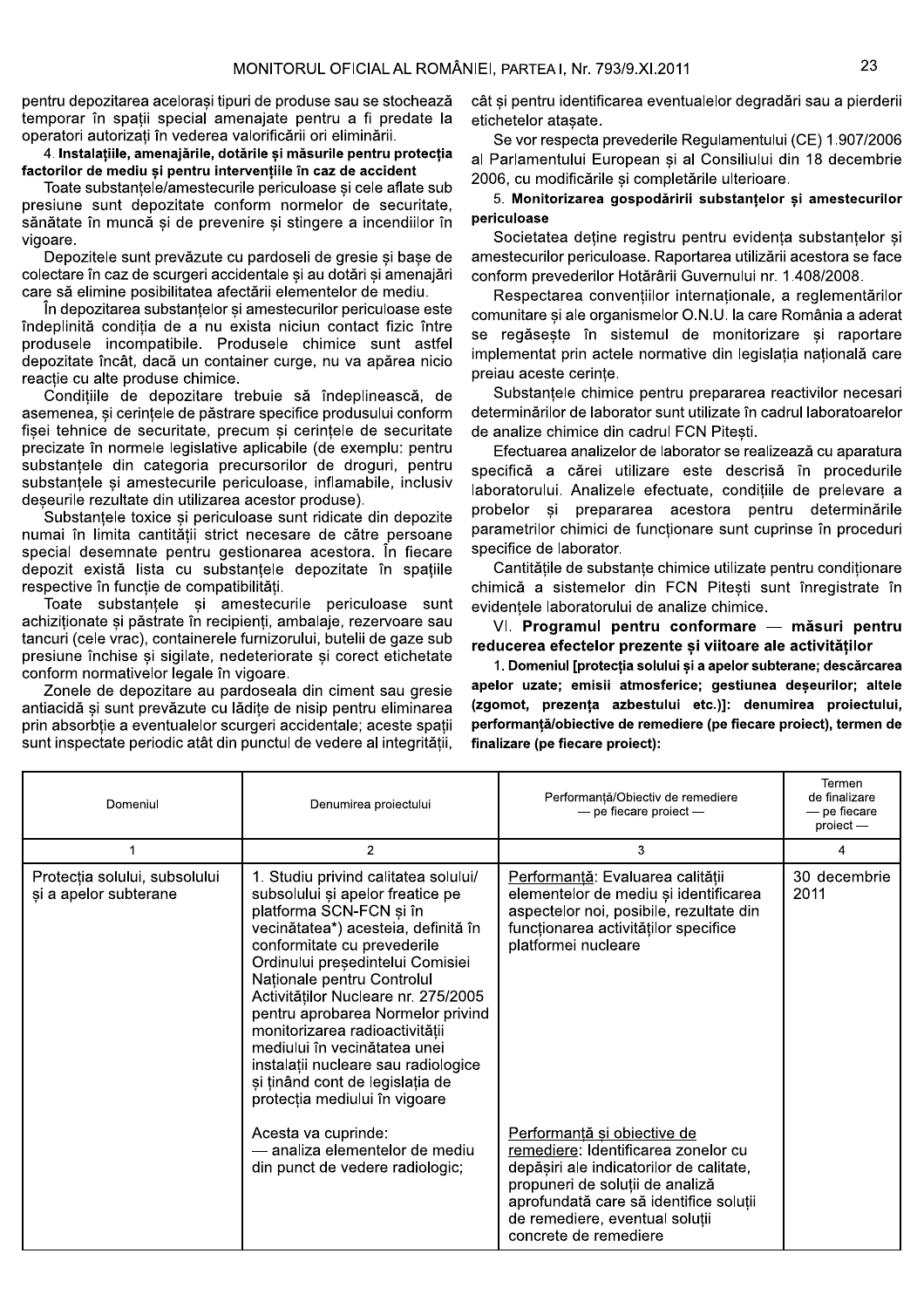pentru depozitarea acelorași tipuri de produse sau se stochează temporar în spații special amenajate pentru a fi predate la operatori autorizați în vederea valorificării ori eliminării.

4. **Instalațiile, amenajările, dotările și măsurile pentru protecția factorilor de mediu și pentru intervențiile în caz de accident**

Toate substanțele/amestecurile periculoase și cele aflate sub presiune sunt depozitate conform normelor de securitate, sănătate în muncă și de prevenire și stingere a incendiilor în vigoare.

Depozitele sunt prevăzute cu pardoseli de gresie și bașe de colectare în caz de scurgeri accidentale și au dotări și amenajări care să elimine posibilitatea afectării elementelor de mediu.

În depozitarea substanțelor și amestecurilor periculoase este îndeplinită condiția de a nu exista niciun contact fizic între produsele incompatibile. Produsele chimice sunt astfel depozitate încât, dacă un container curge, nu va apărea nicio reacție cu alte produse chimice.

Condițiile de depozitare trebuie să îndeplinească, de asemenea, și cerințele de păstrare specifice produsului conform fișei tehnice de securitate, precum și cerințele de securitate precizate în normele legislative aplicabile (de exemplu: pentru substanțele din categoria precursorilor de droguri, pentru substanțele și amestecurile periculoase, inflamabile, inclusiv deșeurile rezultate din utilizarea acestor produse).

Substanțele toxice și periculoase sunt ridicate din depozite numai în limita cantității strict necesare de către persoane special desemnate pentru gestionarea acestora. În fiecare depozit există lista cu substanțele depozitate în spațiile respective în funcție de compatibilități.

Toate substanțele și amestecurile periculoase sunt achiziționate și păstrate în recipienți, ambalaje, rezervoare sau tancuri (cele vrac), containerele furnizorului, butelii de gaze sub presiune închise și sigilate, nedeteriorate și corect etichetate conform normativelor legale în vigoare.

Zonele de depozitare au pardoseala din ciment sau gresie antiacidă și sunt prevăzute cu lădițe de nisip pentru eliminarea prin absorbție a eventualelor scurgeri accidentale; aceste spații sunt inspectate periodic atât din punctul de vedere al integrității, cât și pentru identificarea eventualelor degradări sau a pierderii etichetelor atașate.

Se vor respecta prevederile Regulamentului (CE) 1.907/2006 al Parlamentului European și al Consiliului din 18 decembrie 2006, cu modificările și completările ulterioare.

5. **Monitorizarea gospodăririi substanțelor și amestecurilor periculoase**

Societatea deține registru pentru evidența substanțelor și amestecurilor periculoase. Raportarea utilizării acestora se face conform prevederilor Hotărârii Guvernului nr. 1.408/2008.

Respectarea convențiilor internaționale, a reglementărilor comunitare și ale organismelor O.N.U. la care România a aderat se regăsește în sistemul de monitorizare și raportare implementat prin actele normative din legislația națională care preiau aceste cerințe.

Substanțele chimice pentru prepararea reactivilor necesari determinărilor de laborator sunt utilizate în cadrul laboratoarelor de analize chimice din cadrul FCN Pitești.

Efectuarea analizelor de laborator se realizează cu aparatura specifică a cărei utilizare este descrisă în procedurile laboratorului. Analizele efectuate, condițiile de prelevare a probelor și prepararea acestora pentru determinările parametrilor chimici de funcționare sunt cuprinse în proceduri specifice de laborator.

Cantitățile de substanțe chimice utilizate pentru condiționare chimică a sistemelor din FCN Pitești sunt înregistrate în evidențele laboratorului de analize chimice.

## VI. Programul pentru conformare — măsuri pentru reducerea efectelor prezente și viitoare ale activităților

**1. Domeniul [protecția solului și a apelor subterane; descărcarea apelor uzate; emisii atmosferice; gestiunea deșeurilor; altele (zgomot, prezența azbestului etc.)]: denumirea proiectului, performanță/obiective de remediere (pe fiecare proiect), termen de finalizare (pe fiecare proiect):**

| Domeniul | Denumirea proiectului | Performanță/Obiectiv de remediere — pe fiecare proiect — | Termen de finalizare — pe fiecare proiect — |
|---|---|---|---|
| 1 | 2 | 3 | 4 |
| Protecția solului, subsolului și a apelor subterane | 1. Studiu privind calitatea solului/subsolului și apelor freatice pe platforma SCN-FCN și în vecinătatea*) acesteia, definită în conformitate cu prevederile Ordinului președintelui Comisiei Naționale pentru Controlul Activităților Nucleare nr. 275/2005 pentru aprobarea Normelor privind monitorizarea radioactivității mediului în vecinătatea unei instalații nucleare sau radiologice și ținând cont de legislația de protecția mediului în vigoare | Performanță: Evaluarea calității elementelor de mediu și identificarea aspectelor noi, posibile, rezultate din funcționarea activităților specifice platformei nucleare | 30 decembrie 2011 |
| | Acesta va cuprinde: — analiza elementelor de mediu din punct de vedere radiologic; | Performanță și obiective de remediere: Identificarea zonelor cu depășiri ale indicatorilor de calitate, propuneri de soluții de analiză aprofundată care să identifice soluții de remediere, eventual soluții concrete de remediere | |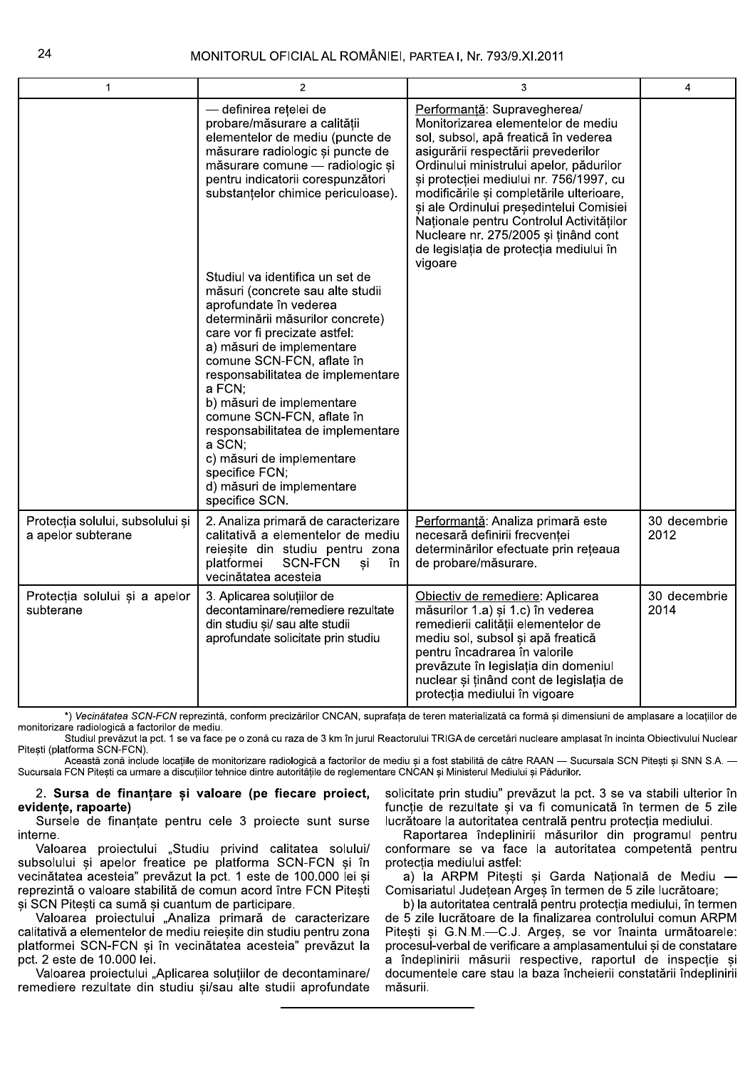| 1 | 2 | 3 | 4 |
|---|---|---|---|
| | — definirea rețelei de probare/măsurare a calității elementelor de mediu (puncte de măsurare radiologic și puncte de măsurare comune — radiologic și pentru indicatorii corespunzători substanțelor chimice periculoase).<br><br>Studiul va identifica un set de măsuri (concrete sau alte studii aprofundate în vederea determinării măsurilor concrete) care vor fi precizate astfel:<br>a) măsuri de implementare comune SCN-FCN, aflate în responsabilitatea de implementare a FCN;<br>b) măsuri de implementare comune SCN-FCN, aflate în responsabilitatea de implementare a SCN;<br>c) măsuri de implementare specifice FCN;<br>d) măsuri de implementare specifice SCN. | Performanță: Supravegherea/ Monitorizarea elementelor de mediu sol, subsol, apă freatică în vederea asigurării respectării prevederilor Ordinului ministrului apelor, pădurilor și protecției mediului nr. 756/1997, cu modificările și completările ulterioare, și ale Ordinului președintelui Comisiei Naționale pentru Controlul Activităților Nucleare nr. 275/2005 și ținând cont de legislația de protecția mediului în vigoare | |
| Protecția solului, subsolului și a apelor subterane | 2. Analiza primară de caracterizare calitativă a elementelor de mediu reieșite din studiu pentru zona platformei SCN-FCN și în vecinătatea acesteia | Performanță: Analiza primară este necesară definirii frecvenței determinărilor efectuate prin rețeaua de probare/măsurare. | 30 decembrie 2012 |
| Protecția solului și a apelor subterane | 3. Aplicarea soluțiilor de decontaminare/remediere rezultate din studiu și/ sau alte studii aprofundate solicitate prin studiu | Obiectiv de remediere: Aplicarea măsurilor 1.a) și 1.c) în vederea remedierii calității elementelor de mediu sol, subsol și apă freatică pentru încadrarea în valorile prevăzute în legislația din domeniul nuclear și ținând cont de legislația de protecția mediului în vigoare | 30 decembrie 2014 |

*) *Vecinătatea SCN-FCN* reprezintă, conform precizărilor CNCAN, suprafața de teren materializată ca formă și dimensiuni de amplasare a locațiilor de monitorizare radiologică a factorilor de mediu.

Studiul prevăzut la pct. 1 se va face pe o zonă cu raza de 3 km în jurul Reactorului TRIGA de cercetări nucleare amplasat în incinta Obiectivului Nuclear Pitești (platforma SCN-FCN).

Această zonă include locațiile de monitorizare radiologică a factorilor de mediu și a fost stabilită de către RAAN — Sucursala SCN Pitești și SNN S.A. — Sucursala FCN Pitești ca urmare a discuțiilor tehnice dintre autoritățile de reglementare CNCAN și Ministerul Mediului și Pădurilor.

2. **Sursa de finanțare și valoare (pe fiecare proiect, evidențe, rapoarte)**

Sursele de finanțate pentru cele 3 proiecte sunt surse interne.

Valoarea proiectului „Studiu privind calitatea solului/ subsolului și apelor freatice pe platforma SCN-FCN și în vecinătatea acesteia" prevăzut la pct. 1 este de 100.000 lei și reprezintă o valoare stabilită de comun acord între FCN Pitești și SCN Pitești ca sumă și cuantum de participare.

Valoarea proiectului „Analiza primară de caracterizare calitativă a elementelor de mediu reieșite din studiu pentru zona platformei SCN-FCN și în vecinătatea acesteia" prevăzut la pct. 2 este de 10.000 lei.

Valoarea proiectului „Aplicarea soluțiilor de decontaminare/ remediere rezultate din studiu și/sau alte studii aprofundate solicitate prin studiu" prevăzut la pct. 3 se va stabili ulterior în funcție de rezultate și va fi comunicată în termen de 5 zile lucrătoare la autoritatea centrală pentru protecția mediului.

Raportarea îndeplinirii măsurilor din programul pentru conformare se va face la autoritatea competentă pentru protecția mediului astfel:

a) la ARPM Pitești și Garda Națională de Mediu — Comisariatul Județean Argeș în termen de 5 zile lucrătoare;

b) la autoritatea centrală pentru protecția mediului, în termen de 5 zile lucrătoare de la finalizarea controlului comun ARPM Pitești și G.N.M.—C.J. Argeș, se vor înainta următoarele: procesul-verbal de verificare a amplasamentului și de constatare a îndeplinirii măsurii respective, raportul de inspecție și documentele care stau la baza încheierii constatării îndeplinirii măsurii.